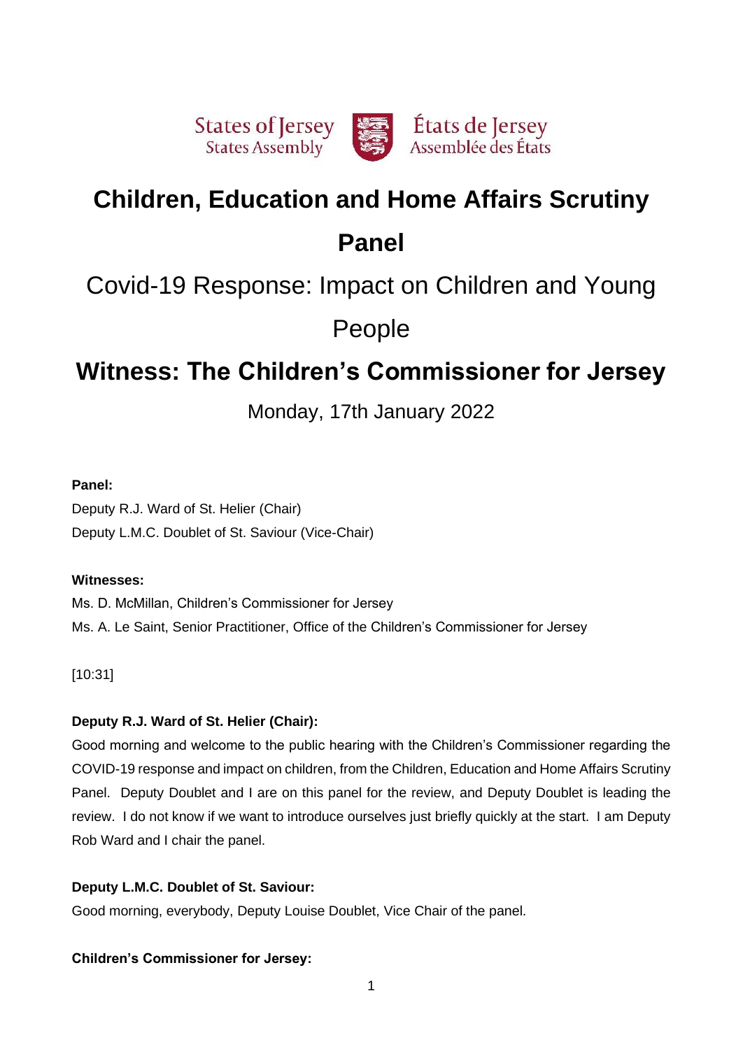States of Jersey
States Assembly

États de Jersey
Assemblée des États

# Children, Education and Home Affairs Scrutiny Panel

## Covid-19 Response: Impact on Children and Young People

# Witness: The Children's Commissioner for Jersey

Monday, 17th January 2022

**Panel:**

Deputy R.J. Ward of St. Helier (Chair)

Deputy L.M.C. Doublet of St. Saviour (Vice-Chair)

**Witnesses:**

Ms. D. McMillan, Children's Commissioner for Jersey

Ms. A. Le Saint, Senior Practitioner, Office of the Children's Commissioner for Jersey

[10:31]

**Deputy R.J. Ward of St. Helier (Chair):**

Good morning and welcome to the public hearing with the Children's Commissioner regarding the COVID-19 response and impact on children, from the Children, Education and Home Affairs Scrutiny Panel. Deputy Doublet and I are on this panel for the review, and Deputy Doublet is leading the review. I do not know if we want to introduce ourselves just briefly quickly at the start. I am Deputy Rob Ward and I chair the panel.

**Deputy L.M.C. Doublet of St. Saviour:**

Good morning, everybody, Deputy Louise Doublet, Vice Chair of the panel.

**Children's Commissioner for Jersey:**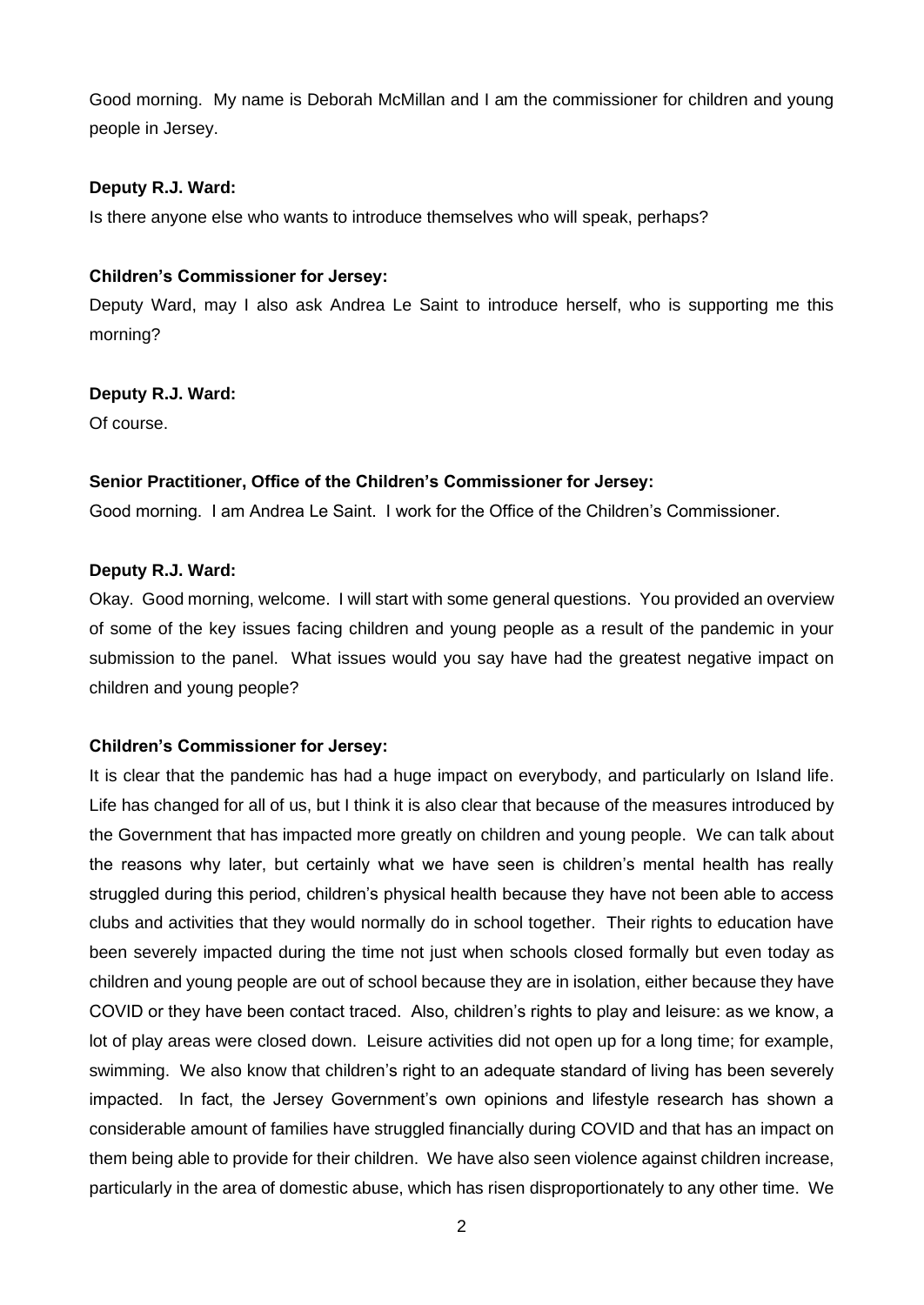Good morning. My name is Deborah McMillan and I am the commissioner for children and young people in Jersey.

**Deputy R.J. Ward:**

Is there anyone else who wants to introduce themselves who will speak, perhaps?

**Children's Commissioner for Jersey:**

Deputy Ward, may I also ask Andrea Le Saint to introduce herself, who is supporting me this morning?

**Deputy R.J. Ward:**

Of course.

**Senior Practitioner, Office of the Children's Commissioner for Jersey:**

Good morning. I am Andrea Le Saint. I work for the Office of the Children's Commissioner.

**Deputy R.J. Ward:**

Okay. Good morning, welcome. I will start with some general questions. You provided an overview of some of the key issues facing children and young people as a result of the pandemic in your submission to the panel. What issues would you say have had the greatest negative impact on children and young people?

**Children's Commissioner for Jersey:**

It is clear that the pandemic has had a huge impact on everybody, and particularly on Island life. Life has changed for all of us, but I think it is also clear that because of the measures introduced by the Government that has impacted more greatly on children and young people. We can talk about the reasons why later, but certainly what we have seen is children's mental health has really struggled during this period, children's physical health because they have not been able to access clubs and activities that they would normally do in school together. Their rights to education have been severely impacted during the time not just when schools closed formally but even today as children and young people are out of school because they are in isolation, either because they have COVID or they have been contact traced. Also, children's rights to play and leisure: as we know, a lot of play areas were closed down. Leisure activities did not open up for a long time; for example, swimming. We also know that children's right to an adequate standard of living has been severely impacted. In fact, the Jersey Government's own opinions and lifestyle research has shown a considerable amount of families have struggled financially during COVID and that has an impact on them being able to provide for their children. We have also seen violence against children increase, particularly in the area of domestic abuse, which has risen disproportionately to any other time. We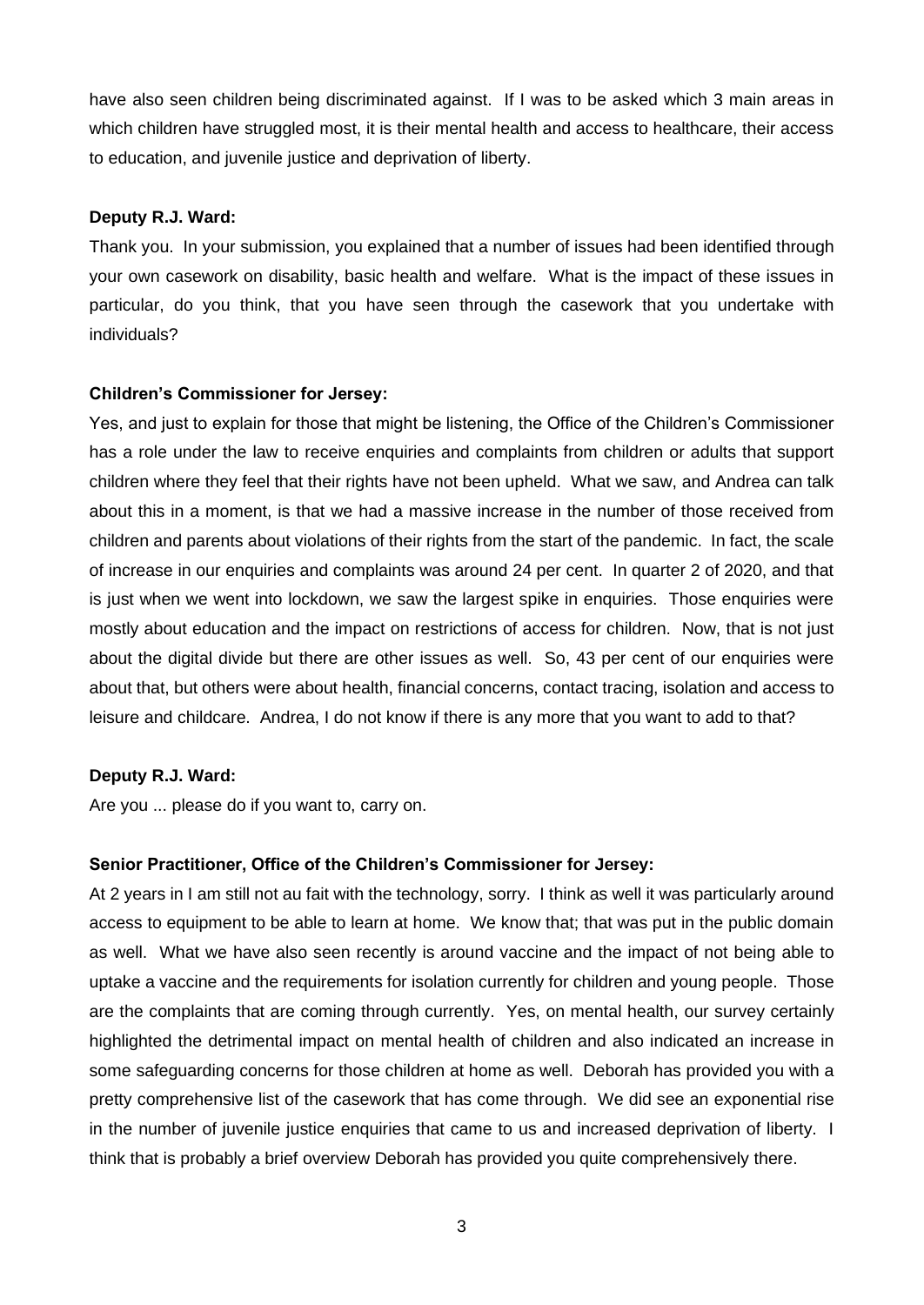have also seen children being discriminated against. If I was to be asked which 3 main areas in which children have struggled most, it is their mental health and access to healthcare, their access to education, and juvenile justice and deprivation of liberty.

**Deputy R.J. Ward:**

Thank you. In your submission, you explained that a number of issues had been identified through your own casework on disability, basic health and welfare. What is the impact of these issues in particular, do you think, that you have seen through the casework that you undertake with individuals?

**Children's Commissioner for Jersey:**

Yes, and just to explain for those that might be listening, the Office of the Children's Commissioner has a role under the law to receive enquiries and complaints from children or adults that support children where they feel that their rights have not been upheld. What we saw, and Andrea can talk about this in a moment, is that we had a massive increase in the number of those received from children and parents about violations of their rights from the start of the pandemic. In fact, the scale of increase in our enquiries and complaints was around 24 per cent. In quarter 2 of 2020, and that is just when we went into lockdown, we saw the largest spike in enquiries. Those enquiries were mostly about education and the impact on restrictions of access for children. Now, that is not just about the digital divide but there are other issues as well. So, 43 per cent of our enquiries were about that, but others were about health, financial concerns, contact tracing, isolation and access to leisure and childcare. Andrea, I do not know if there is any more that you want to add to that?

**Deputy R.J. Ward:**

Are you ... please do if you want to, carry on.

**Senior Practitioner, Office of the Children's Commissioner for Jersey:**

At 2 years in I am still not au fait with the technology, sorry. I think as well it was particularly around access to equipment to be able to learn at home. We know that; that was put in the public domain as well. What we have also seen recently is around vaccine and the impact of not being able to uptake a vaccine and the requirements for isolation currently for children and young people. Those are the complaints that are coming through currently. Yes, on mental health, our survey certainly highlighted the detrimental impact on mental health of children and also indicated an increase in some safeguarding concerns for those children at home as well. Deborah has provided you with a pretty comprehensive list of the casework that has come through. We did see an exponential rise in the number of juvenile justice enquiries that came to us and increased deprivation of liberty. I think that is probably a brief overview Deborah has provided you quite comprehensively there.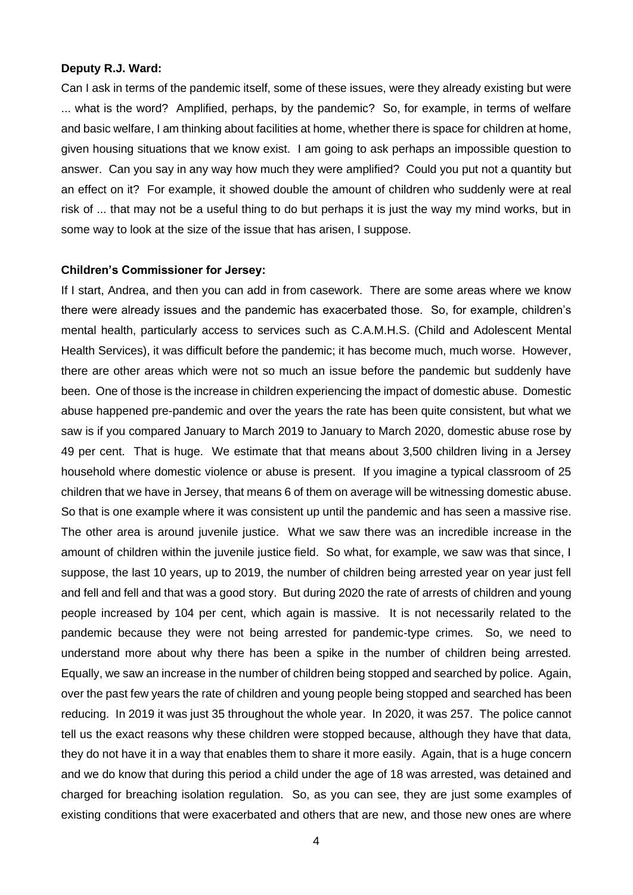**Deputy R.J. Ward:**

Can I ask in terms of the pandemic itself, some of these issues, were they already existing but were ... what is the word? Amplified, perhaps, by the pandemic? So, for example, in terms of welfare and basic welfare, I am thinking about facilities at home, whether there is space for children at home, given housing situations that we know exist. I am going to ask perhaps an impossible question to answer. Can you say in any way how much they were amplified? Could you put not a quantity but an effect on it? For example, it showed double the amount of children who suddenly were at real risk of ... that may not be a useful thing to do but perhaps it is just the way my mind works, but in some way to look at the size of the issue that has arisen, I suppose.

**Children's Commissioner for Jersey:**

If I start, Andrea, and then you can add in from casework. There are some areas where we know there were already issues and the pandemic has exacerbated those. So, for example, children's mental health, particularly access to services such as C.A.M.H.S. (Child and Adolescent Mental Health Services), it was difficult before the pandemic; it has become much, much worse. However, there are other areas which were not so much an issue before the pandemic but suddenly have been. One of those is the increase in children experiencing the impact of domestic abuse. Domestic abuse happened pre-pandemic and over the years the rate has been quite consistent, but what we saw is if you compared January to March 2019 to January to March 2020, domestic abuse rose by 49 per cent. That is huge. We estimate that that means about 3,500 children living in a Jersey household where domestic violence or abuse is present. If you imagine a typical classroom of 25 children that we have in Jersey, that means 6 of them on average will be witnessing domestic abuse. So that is one example where it was consistent up until the pandemic and has seen a massive rise. The other area is around juvenile justice. What we saw there was an incredible increase in the amount of children within the juvenile justice field. So what, for example, we saw was that since, I suppose, the last 10 years, up to 2019, the number of children being arrested year on year just fell and fell and fell and that was a good story. But during 2020 the rate of arrests of children and young people increased by 104 per cent, which again is massive. It is not necessarily related to the pandemic because they were not being arrested for pandemic-type crimes. So, we need to understand more about why there has been a spike in the number of children being arrested. Equally, we saw an increase in the number of children being stopped and searched by police. Again, over the past few years the rate of children and young people being stopped and searched has been reducing. In 2019 it was just 35 throughout the whole year. In 2020, it was 257. The police cannot tell us the exact reasons why these children were stopped because, although they have that data, they do not have it in a way that enables them to share it more easily. Again, that is a huge concern and we do know that during this period a child under the age of 18 was arrested, was detained and charged for breaching isolation regulation. So, as you can see, they are just some examples of existing conditions that were exacerbated and others that are new, and those new ones are where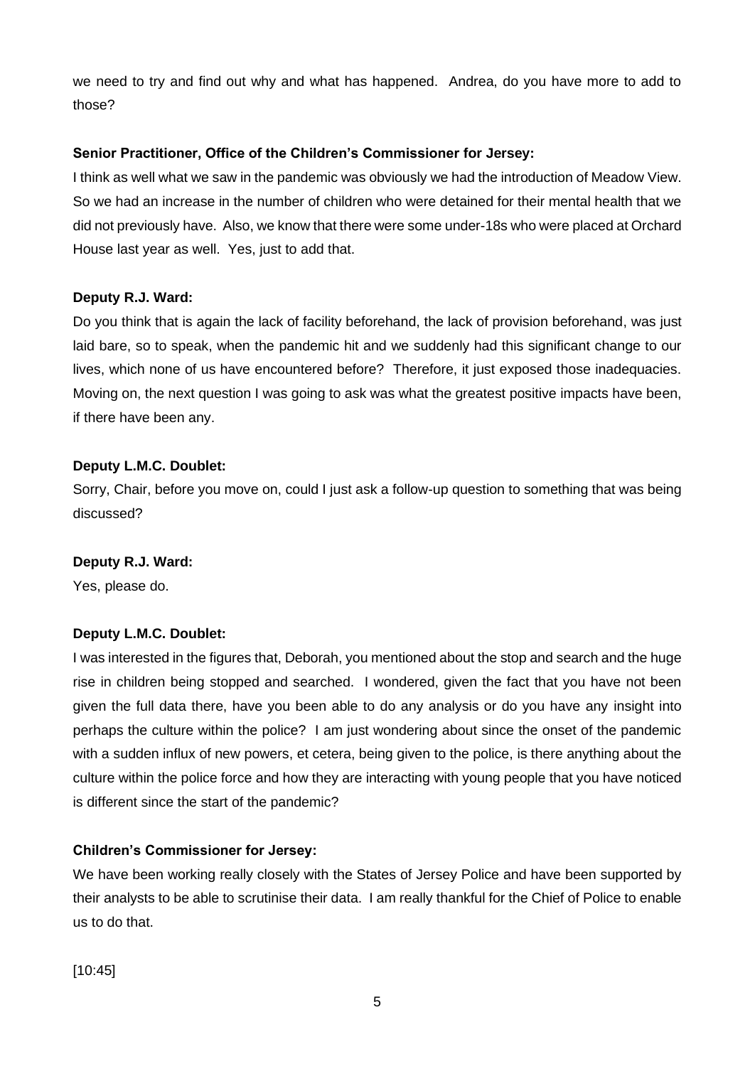we need to try and find out why and what has happened. Andrea, do you have more to add to those?

**Senior Practitioner, Office of the Children's Commissioner for Jersey:**

I think as well what we saw in the pandemic was obviously we had the introduction of Meadow View. So we had an increase in the number of children who were detained for their mental health that we did not previously have. Also, we know that there were some under-18s who were placed at Orchard House last year as well. Yes, just to add that.

**Deputy R.J. Ward:**

Do you think that is again the lack of facility beforehand, the lack of provision beforehand, was just laid bare, so to speak, when the pandemic hit and we suddenly had this significant change to our lives, which none of us have encountered before? Therefore, it just exposed those inadequacies. Moving on, the next question I was going to ask was what the greatest positive impacts have been, if there have been any.

**Deputy L.M.C. Doublet:**

Sorry, Chair, before you move on, could I just ask a follow-up question to something that was being discussed?

**Deputy R.J. Ward:**

Yes, please do.

**Deputy L.M.C. Doublet:**

I was interested in the figures that, Deborah, you mentioned about the stop and search and the huge rise in children being stopped and searched. I wondered, given the fact that you have not been given the full data there, have you been able to do any analysis or do you have any insight into perhaps the culture within the police? I am just wondering about since the onset of the pandemic with a sudden influx of new powers, et cetera, being given to the police, is there anything about the culture within the police force and how they are interacting with young people that you have noticed is different since the start of the pandemic?

**Children's Commissioner for Jersey:**

We have been working really closely with the States of Jersey Police and have been supported by their analysts to be able to scrutinise their data. I am really thankful for the Chief of Police to enable us to do that.

[10:45]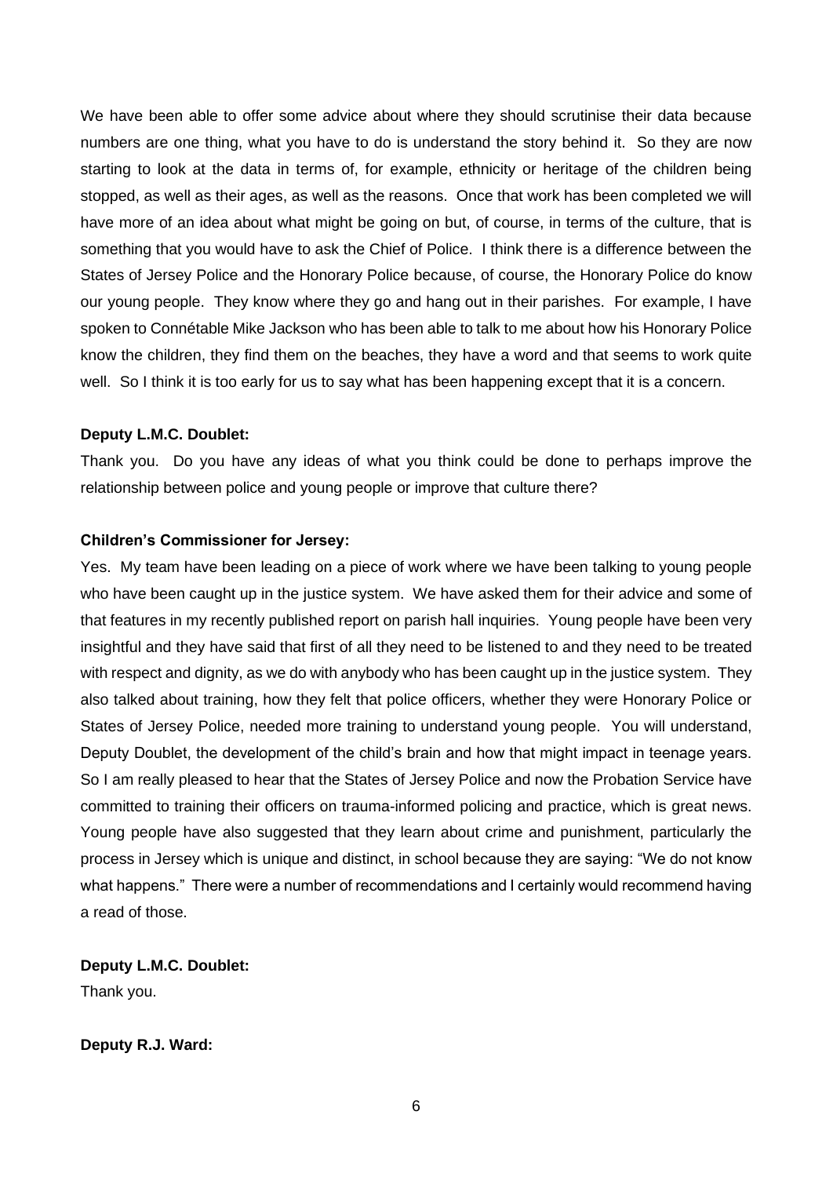We have been able to offer some advice about where they should scrutinise their data because numbers are one thing, what you have to do is understand the story behind it. So they are now starting to look at the data in terms of, for example, ethnicity or heritage of the children being stopped, as well as their ages, as well as the reasons. Once that work has been completed we will have more of an idea about what might be going on but, of course, in terms of the culture, that is something that you would have to ask the Chief of Police. I think there is a difference between the States of Jersey Police and the Honorary Police because, of course, the Honorary Police do know our young people. They know where they go and hang out in their parishes. For example, I have spoken to Connétable Mike Jackson who has been able to talk to me about how his Honorary Police know the children, they find them on the beaches, they have a word and that seems to work quite well. So I think it is too early for us to say what has been happening except that it is a concern.

**Deputy L.M.C. Doublet:**

Thank you. Do you have any ideas of what you think could be done to perhaps improve the relationship between police and young people or improve that culture there?

**Children's Commissioner for Jersey:**

Yes. My team have been leading on a piece of work where we have been talking to young people who have been caught up in the justice system. We have asked them for their advice and some of that features in my recently published report on parish hall inquiries. Young people have been very insightful and they have said that first of all they need to be listened to and they need to be treated with respect and dignity, as we do with anybody who has been caught up in the justice system. They also talked about training, how they felt that police officers, whether they were Honorary Police or States of Jersey Police, needed more training to understand young people. You will understand, Deputy Doublet, the development of the child's brain and how that might impact in teenage years. So I am really pleased to hear that the States of Jersey Police and now the Probation Service have committed to training their officers on trauma-informed policing and practice, which is great news. Young people have also suggested that they learn about crime and punishment, particularly the process in Jersey which is unique and distinct, in school because they are saying: "We do not know what happens." There were a number of recommendations and I certainly would recommend having a read of those.

**Deputy L.M.C. Doublet:**

Thank you.

**Deputy R.J. Ward:**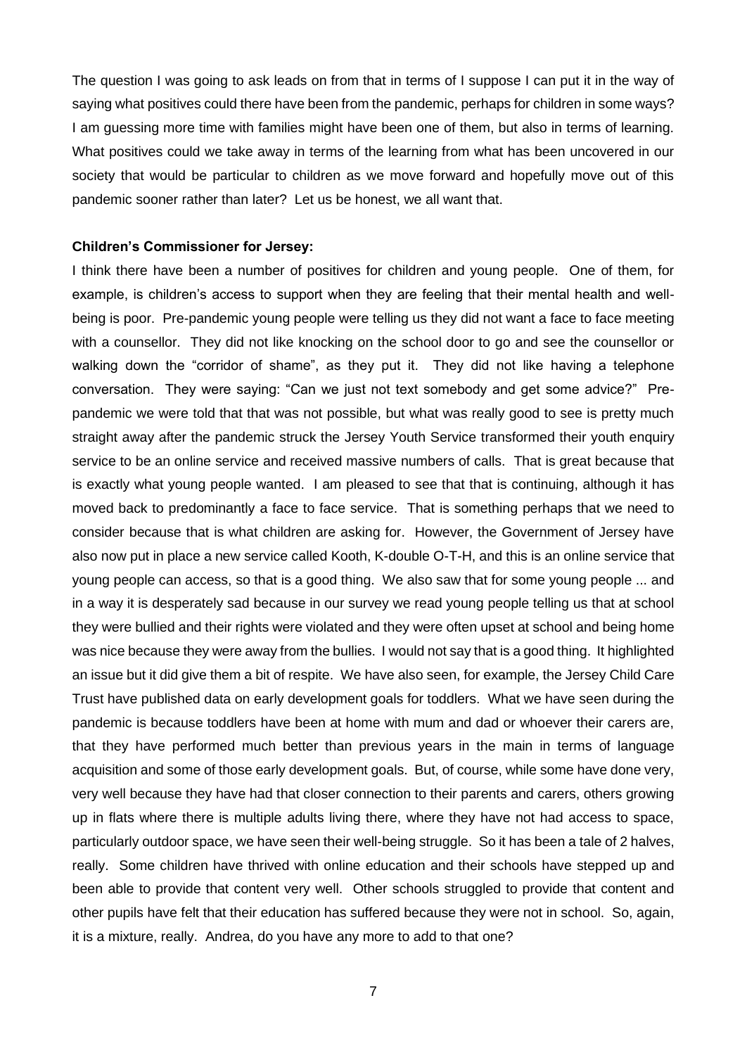The question I was going to ask leads on from that in terms of I suppose I can put it in the way of saying what positives could there have been from the pandemic, perhaps for children in some ways? I am guessing more time with families might have been one of them, but also in terms of learning. What positives could we take away in terms of the learning from what has been uncovered in our society that would be particular to children as we move forward and hopefully move out of this pandemic sooner rather than later? Let us be honest, we all want that.

**Children's Commissioner for Jersey:**

I think there have been a number of positives for children and young people. One of them, for example, is children's access to support when they are feeling that their mental health and well-being is poor. Pre-pandemic young people were telling us they did not want a face to face meeting with a counsellor. They did not like knocking on the school door to go and see the counsellor or walking down the "corridor of shame", as they put it. They did not like having a telephone conversation. They were saying: "Can we just not text somebody and get some advice?" Pre-pandemic we were told that that was not possible, but what was really good to see is pretty much straight away after the pandemic struck the Jersey Youth Service transformed their youth enquiry service to be an online service and received massive numbers of calls. That is great because that is exactly what young people wanted. I am pleased to see that that is continuing, although it has moved back to predominantly a face to face service. That is something perhaps that we need to consider because that is what children are asking for. However, the Government of Jersey have also now put in place a new service called Kooth, K-double O-T-H, and this is an online service that young people can access, so that is a good thing. We also saw that for some young people ... and in a way it is desperately sad because in our survey we read young people telling us that at school they were bullied and their rights were violated and they were often upset at school and being home was nice because they were away from the bullies. I would not say that is a good thing. It highlighted an issue but it did give them a bit of respite. We have also seen, for example, the Jersey Child Care Trust have published data on early development goals for toddlers. What we have seen during the pandemic is because toddlers have been at home with mum and dad or whoever their carers are, that they have performed much better than previous years in the main in terms of language acquisition and some of those early development goals. But, of course, while some have done very, very well because they have had that closer connection to their parents and carers, others growing up in flats where there is multiple adults living there, where they have not had access to space, particularly outdoor space, we have seen their well-being struggle. So it has been a tale of 2 halves, really. Some children have thrived with online education and their schools have stepped up and been able to provide that content very well. Other schools struggled to provide that content and other pupils have felt that their education has suffered because they were not in school. So, again, it is a mixture, really. Andrea, do you have any more to add to that one?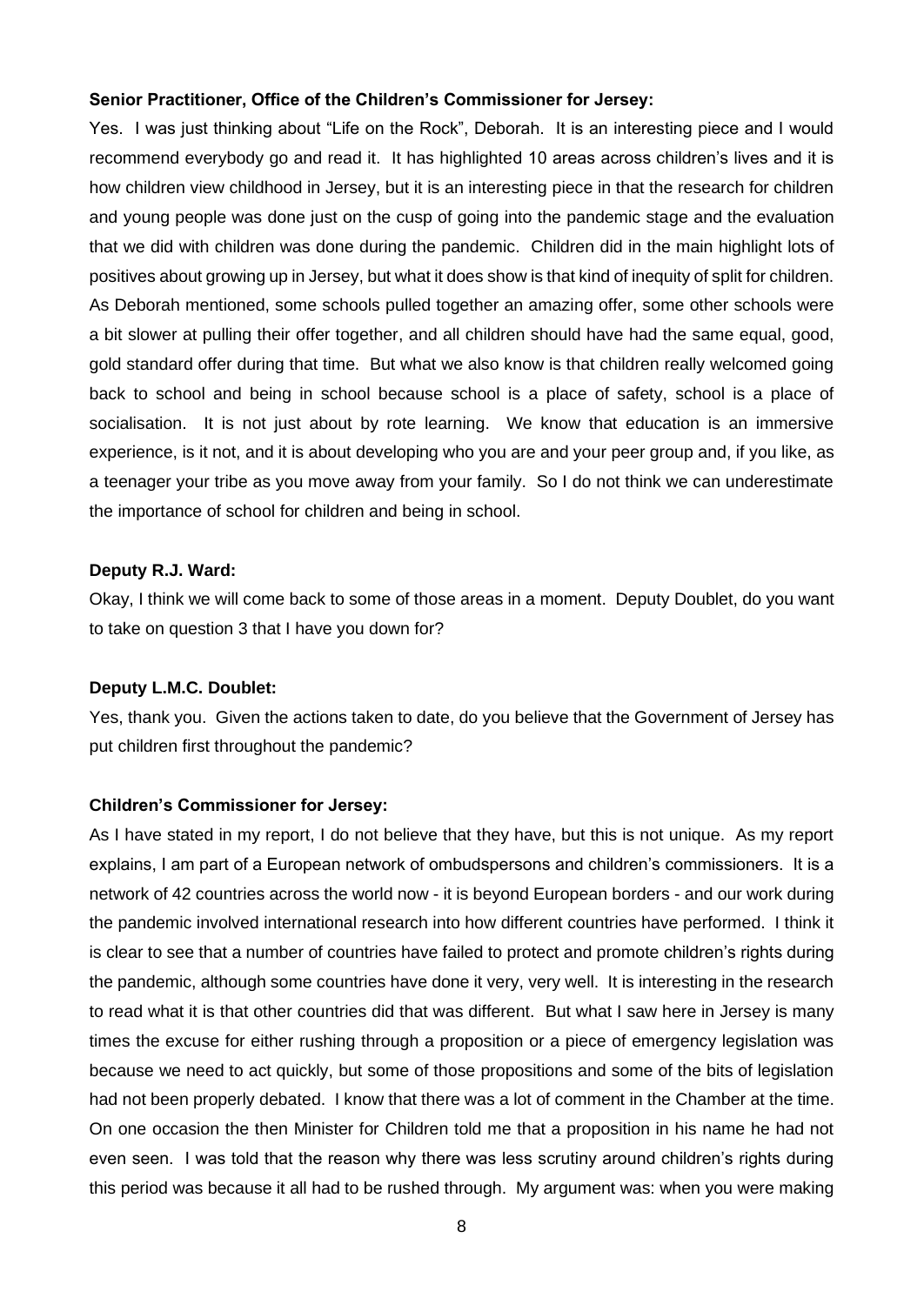**Senior Practitioner, Office of the Children's Commissioner for Jersey:**

Yes. I was just thinking about "Life on the Rock", Deborah. It is an interesting piece and I would recommend everybody go and read it. It has highlighted 10 areas across children's lives and it is how children view childhood in Jersey, but it is an interesting piece in that the research for children and young people was done just on the cusp of going into the pandemic stage and the evaluation that we did with children was done during the pandemic. Children did in the main highlight lots of positives about growing up in Jersey, but what it does show is that kind of inequity of split for children. As Deborah mentioned, some schools pulled together an amazing offer, some other schools were a bit slower at pulling their offer together, and all children should have had the same equal, good, gold standard offer during that time. But what we also know is that children really welcomed going back to school and being in school because school is a place of safety, school is a place of socialisation. It is not just about by rote learning. We know that education is an immersive experience, is it not, and it is about developing who you are and your peer group and, if you like, as a teenager your tribe as you move away from your family. So I do not think we can underestimate the importance of school for children and being in school.

**Deputy R.J. Ward:**

Okay, I think we will come back to some of those areas in a moment. Deputy Doublet, do you want to take on question 3 that I have you down for?

**Deputy L.M.C. Doublet:**

Yes, thank you. Given the actions taken to date, do you believe that the Government of Jersey has put children first throughout the pandemic?

**Children's Commissioner for Jersey:**

As I have stated in my report, I do not believe that they have, but this is not unique. As my report explains, I am part of a European network of ombudspersons and children's commissioners. It is a network of 42 countries across the world now - it is beyond European borders - and our work during the pandemic involved international research into how different countries have performed. I think it is clear to see that a number of countries have failed to protect and promote children's rights during the pandemic, although some countries have done it very, very well. It is interesting in the research to read what it is that other countries did that was different. But what I saw here in Jersey is many times the excuse for either rushing through a proposition or a piece of emergency legislation was because we need to act quickly, but some of those propositions and some of the bits of legislation had not been properly debated. I know that there was a lot of comment in the Chamber at the time. On one occasion the then Minister for Children told me that a proposition in his name he had not even seen. I was told that the reason why there was less scrutiny around children's rights during this period was because it all had to be rushed through. My argument was: when you were making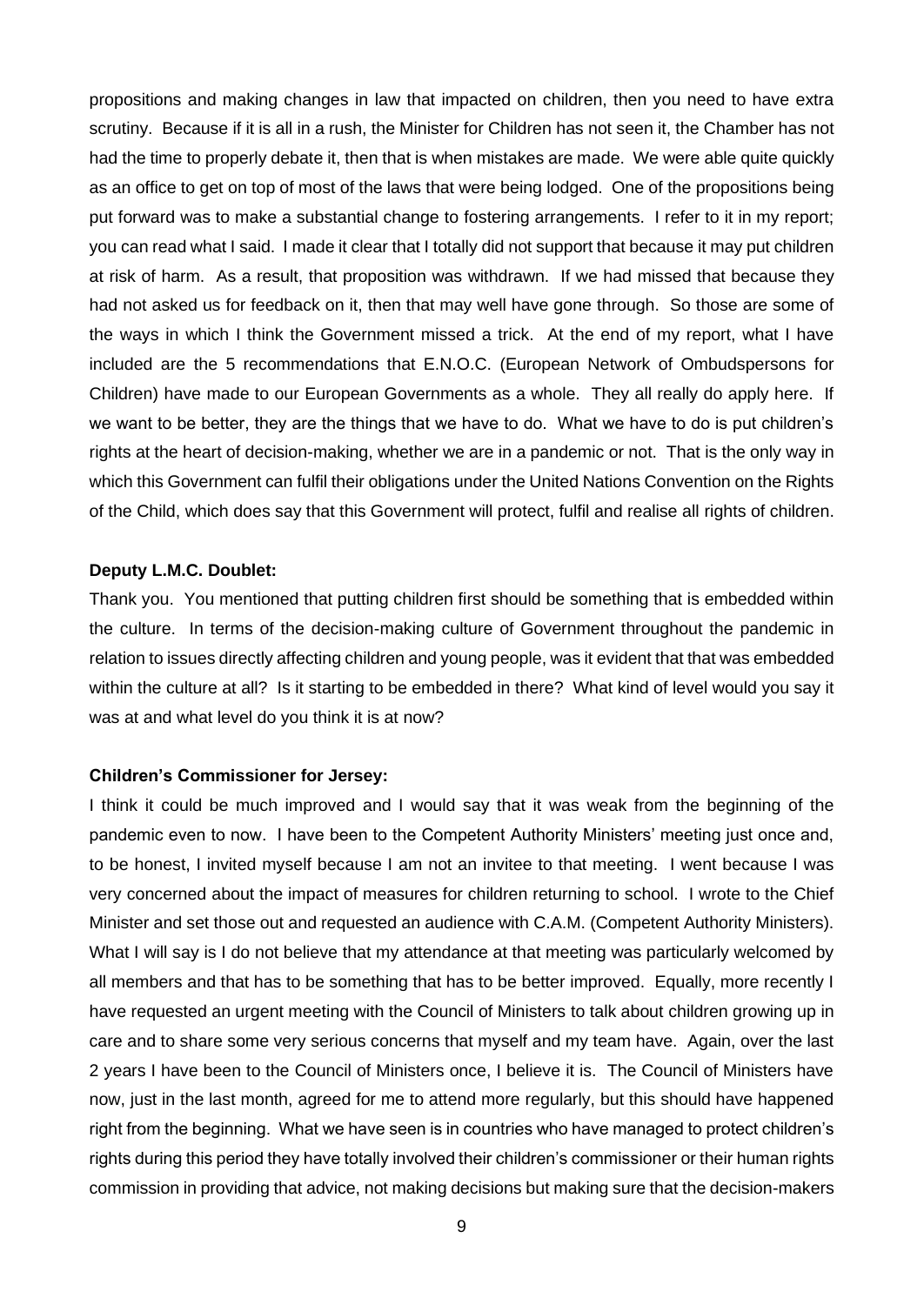propositions and making changes in law that impacted on children, then you need to have extra scrutiny. Because if it is all in a rush, the Minister for Children has not seen it, the Chamber has not had the time to properly debate it, then that is when mistakes are made. We were able quite quickly as an office to get on top of most of the laws that were being lodged. One of the propositions being put forward was to make a substantial change to fostering arrangements. I refer to it in my report; you can read what I said. I made it clear that I totally did not support that because it may put children at risk of harm. As a result, that proposition was withdrawn. If we had missed that because they had not asked us for feedback on it, then that may well have gone through. So those are some of the ways in which I think the Government missed a trick. At the end of my report, what I have included are the 5 recommendations that E.N.O.C. (European Network of Ombudspersons for Children) have made to our European Governments as a whole. They all really do apply here. If we want to be better, they are the things that we have to do. What we have to do is put children's rights at the heart of decision-making, whether we are in a pandemic or not. That is the only way in which this Government can fulfil their obligations under the United Nations Convention on the Rights of the Child, which does say that this Government will protect, fulfil and realise all rights of children.

**Deputy L.M.C. Doublet:**

Thank you. You mentioned that putting children first should be something that is embedded within the culture. In terms of the decision-making culture of Government throughout the pandemic in relation to issues directly affecting children and young people, was it evident that that was embedded within the culture at all? Is it starting to be embedded in there? What kind of level would you say it was at and what level do you think it is at now?

**Children's Commissioner for Jersey:**

I think it could be much improved and I would say that it was weak from the beginning of the pandemic even to now. I have been to the Competent Authority Ministers' meeting just once and, to be honest, I invited myself because I am not an invitee to that meeting. I went because I was very concerned about the impact of measures for children returning to school. I wrote to the Chief Minister and set those out and requested an audience with C.A.M. (Competent Authority Ministers). What I will say is I do not believe that my attendance at that meeting was particularly welcomed by all members and that has to be something that has to be better improved. Equally, more recently I have requested an urgent meeting with the Council of Ministers to talk about children growing up in care and to share some very serious concerns that myself and my team have. Again, over the last 2 years I have been to the Council of Ministers once, I believe it is. The Council of Ministers have now, just in the last month, agreed for me to attend more regularly, but this should have happened right from the beginning. What we have seen is in countries who have managed to protect children's rights during this period they have totally involved their children's commissioner or their human rights commission in providing that advice, not making decisions but making sure that the decision-makers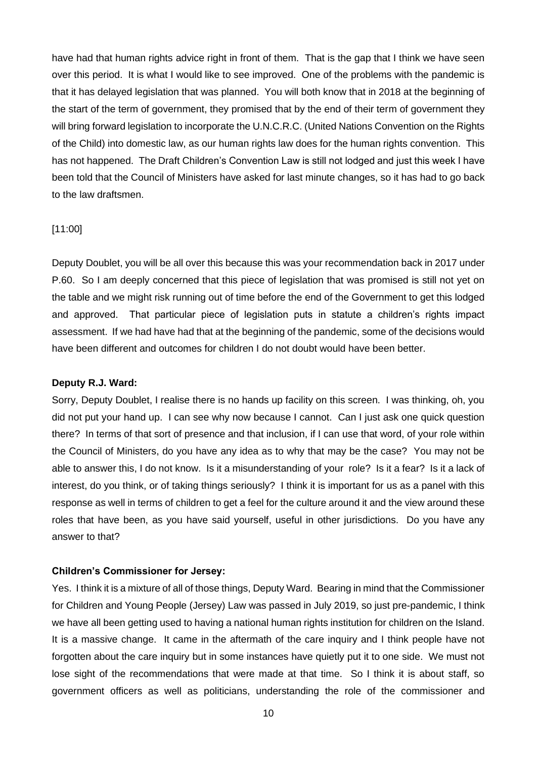have had that human rights advice right in front of them. That is the gap that I think we have seen over this period. It is what I would like to see improved. One of the problems with the pandemic is that it has delayed legislation that was planned. You will both know that in 2018 at the beginning of the start of the term of government, they promised that by the end of their term of government they will bring forward legislation to incorporate the U.N.C.R.C. (United Nations Convention on the Rights of the Child) into domestic law, as our human rights law does for the human rights convention. This has not happened. The Draft Children's Convention Law is still not lodged and just this week I have been told that the Council of Ministers have asked for last minute changes, so it has had to go back to the law draftsmen.

[11:00]

Deputy Doublet, you will be all over this because this was your recommendation back in 2017 under P.60. So I am deeply concerned that this piece of legislation that was promised is still not yet on the table and we might risk running out of time before the end of the Government to get this lodged and approved. That particular piece of legislation puts in statute a children's rights impact assessment. If we had have had that at the beginning of the pandemic, some of the decisions would have been different and outcomes for children I do not doubt would have been better.

**Deputy R.J. Ward:**

Sorry, Deputy Doublet, I realise there is no hands up facility on this screen. I was thinking, oh, you did not put your hand up. I can see why now because I cannot. Can I just ask one quick question there? In terms of that sort of presence and that inclusion, if I can use that word, of your role within the Council of Ministers, do you have any idea as to why that may be the case? You may not be able to answer this, I do not know. Is it a misunderstanding of your role? Is it a fear? Is it a lack of interest, do you think, or of taking things seriously? I think it is important for us as a panel with this response as well in terms of children to get a feel for the culture around it and the view around these roles that have been, as you have said yourself, useful in other jurisdictions. Do you have any answer to that?

**Children's Commissioner for Jersey:**

Yes. I think it is a mixture of all of those things, Deputy Ward. Bearing in mind that the Commissioner for Children and Young People (Jersey) Law was passed in July 2019, so just pre-pandemic, I think we have all been getting used to having a national human rights institution for children on the Island. It is a massive change. It came in the aftermath of the care inquiry and I think people have not forgotten about the care inquiry but in some instances have quietly put it to one side. We must not lose sight of the recommendations that were made at that time. So I think it is about staff, so government officers as well as politicians, understanding the role of the commissioner and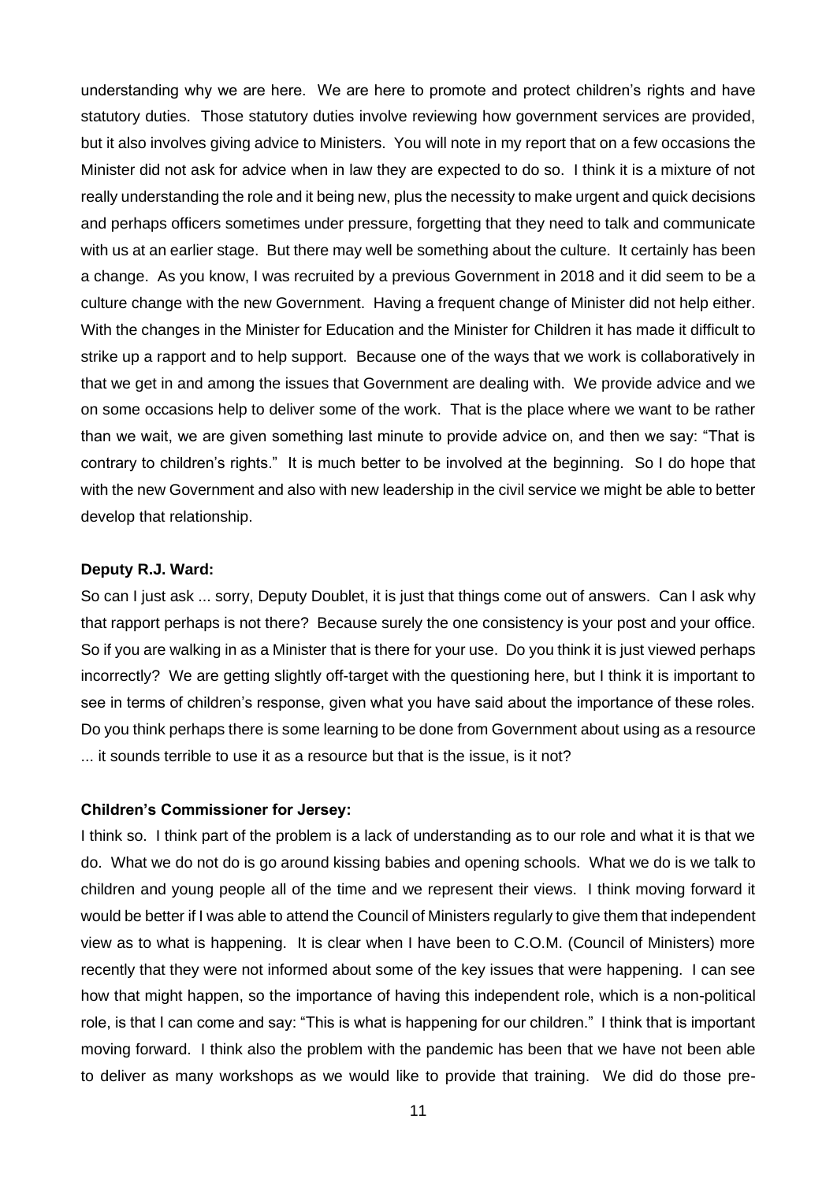understanding why we are here. We are here to promote and protect children's rights and have statutory duties. Those statutory duties involve reviewing how government services are provided, but it also involves giving advice to Ministers. You will note in my report that on a few occasions the Minister did not ask for advice when in law they are expected to do so. I think it is a mixture of not really understanding the role and it being new, plus the necessity to make urgent and quick decisions and perhaps officers sometimes under pressure, forgetting that they need to talk and communicate with us at an earlier stage. But there may well be something about the culture. It certainly has been a change. As you know, I was recruited by a previous Government in 2018 and it did seem to be a culture change with the new Government. Having a frequent change of Minister did not help either. With the changes in the Minister for Education and the Minister for Children it has made it difficult to strike up a rapport and to help support. Because one of the ways that we work is collaboratively in that we get in and among the issues that Government are dealing with. We provide advice and we on some occasions help to deliver some of the work. That is the place where we want to be rather than we wait, we are given something last minute to provide advice on, and then we say: "That is contrary to children's rights." It is much better to be involved at the beginning. So I do hope that with the new Government and also with new leadership in the civil service we might be able to better develop that relationship.

**Deputy R.J. Ward:**

So can I just ask ... sorry, Deputy Doublet, it is just that things come out of answers. Can I ask why that rapport perhaps is not there? Because surely the one consistency is your post and your office. So if you are walking in as a Minister that is there for your use. Do you think it is just viewed perhaps incorrectly? We are getting slightly off-target with the questioning here, but I think it is important to see in terms of children's response, given what you have said about the importance of these roles. Do you think perhaps there is some learning to be done from Government about using as a resource ... it sounds terrible to use it as a resource but that is the issue, is it not?

**Children's Commissioner for Jersey:**

I think so. I think part of the problem is a lack of understanding as to our role and what it is that we do. What we do not do is go around kissing babies and opening schools. What we do is we talk to children and young people all of the time and we represent their views. I think moving forward it would be better if I was able to attend the Council of Ministers regularly to give them that independent view as to what is happening. It is clear when I have been to C.O.M. (Council of Ministers) more recently that they were not informed about some of the key issues that were happening. I can see how that might happen, so the importance of having this independent role, which is a non-political role, is that I can come and say: "This is what is happening for our children." I think that is important moving forward. I think also the problem with the pandemic has been that we have not been able to deliver as many workshops as we would like to provide that training. We did do those pre-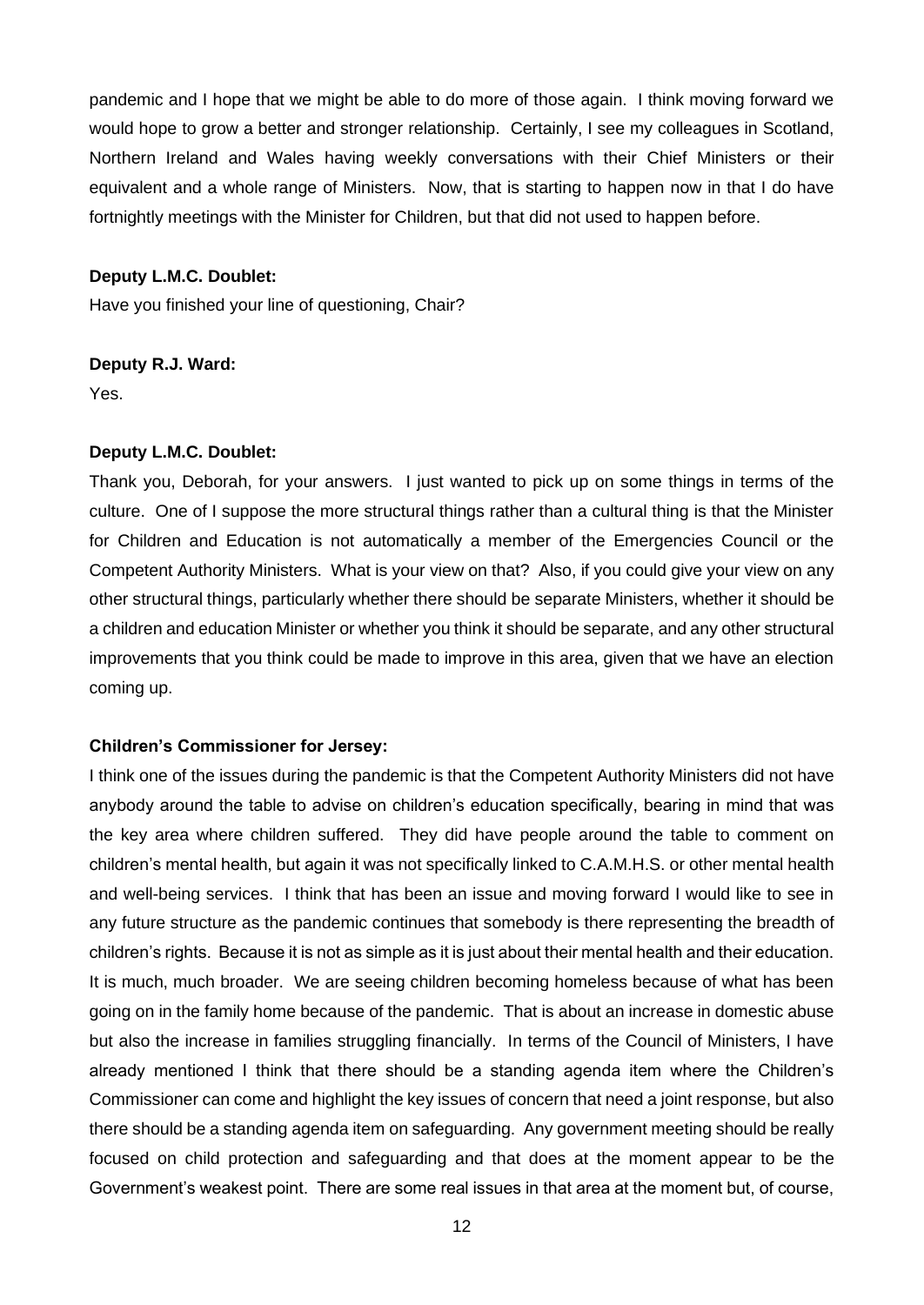pandemic and I hope that we might be able to do more of those again. I think moving forward we would hope to grow a better and stronger relationship. Certainly, I see my colleagues in Scotland, Northern Ireland and Wales having weekly conversations with their Chief Ministers or their equivalent and a whole range of Ministers. Now, that is starting to happen now in that I do have fortnightly meetings with the Minister for Children, but that did not used to happen before.

**Deputy L.M.C. Doublet:**

Have you finished your line of questioning, Chair?

**Deputy R.J. Ward:**

Yes.

**Deputy L.M.C. Doublet:**

Thank you, Deborah, for your answers. I just wanted to pick up on some things in terms of the culture. One of I suppose the more structural things rather than a cultural thing is that the Minister for Children and Education is not automatically a member of the Emergencies Council or the Competent Authority Ministers. What is your view on that? Also, if you could give your view on any other structural things, particularly whether there should be separate Ministers, whether it should be a children and education Minister or whether you think it should be separate, and any other structural improvements that you think could be made to improve in this area, given that we have an election coming up.

**Children's Commissioner for Jersey:**

I think one of the issues during the pandemic is that the Competent Authority Ministers did not have anybody around the table to advise on children's education specifically, bearing in mind that was the key area where children suffered. They did have people around the table to comment on children's mental health, but again it was not specifically linked to C.A.M.H.S. or other mental health and well-being services. I think that has been an issue and moving forward I would like to see in any future structure as the pandemic continues that somebody is there representing the breadth of children's rights. Because it is not as simple as it is just about their mental health and their education. It is much, much broader. We are seeing children becoming homeless because of what has been going on in the family home because of the pandemic. That is about an increase in domestic abuse but also the increase in families struggling financially. In terms of the Council of Ministers, I have already mentioned I think that there should be a standing agenda item where the Children's Commissioner can come and highlight the key issues of concern that need a joint response, but also there should be a standing agenda item on safeguarding. Any government meeting should be really focused on child protection and safeguarding and that does at the moment appear to be the Government's weakest point. There are some real issues in that area at the moment but, of course,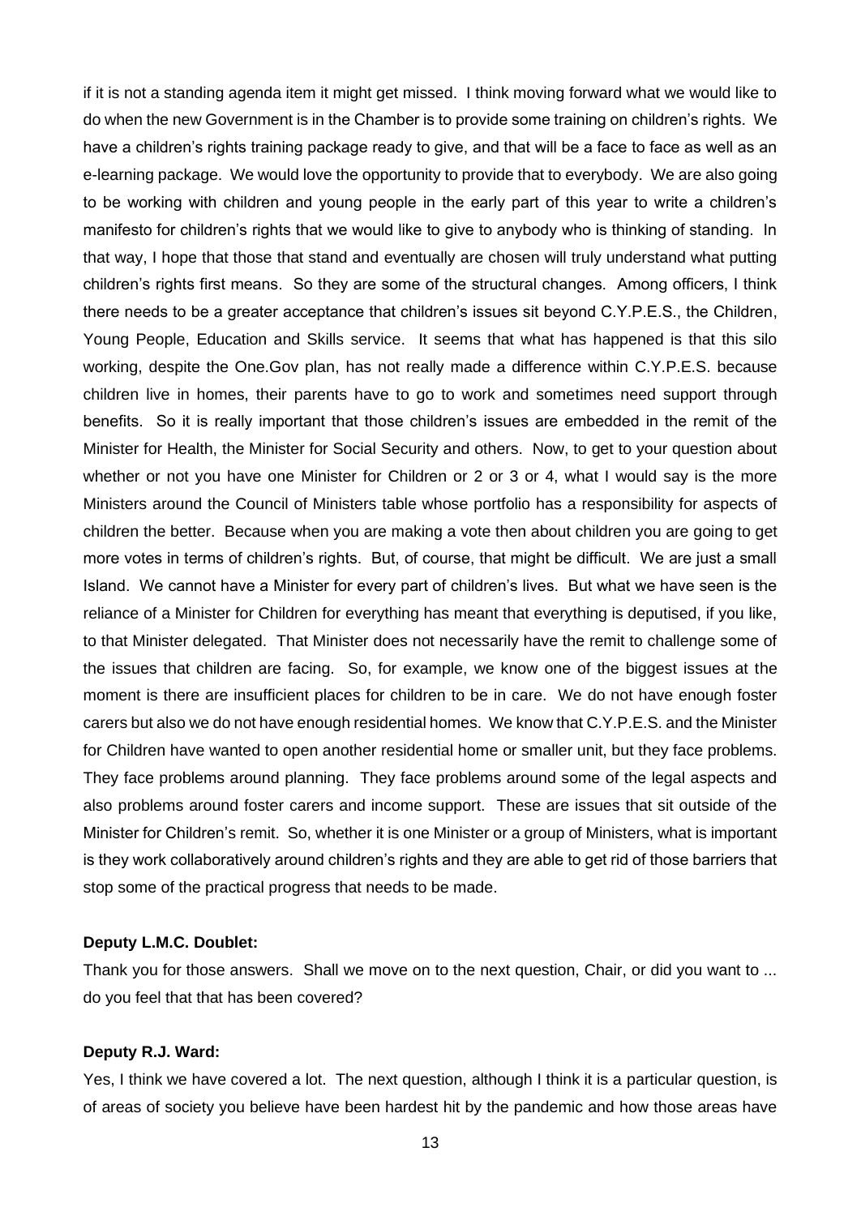if it is not a standing agenda item it might get missed. I think moving forward what we would like to do when the new Government is in the Chamber is to provide some training on children's rights. We have a children's rights training package ready to give, and that will be a face to face as well as an e-learning package. We would love the opportunity to provide that to everybody. We are also going to be working with children and young people in the early part of this year to write a children's manifesto for children's rights that we would like to give to anybody who is thinking of standing. In that way, I hope that those that stand and eventually are chosen will truly understand what putting children's rights first means. So they are some of the structural changes. Among officers, I think there needs to be a greater acceptance that children's issues sit beyond C.Y.P.E.S., the Children, Young People, Education and Skills service. It seems that what has happened is that this silo working, despite the One.Gov plan, has not really made a difference within C.Y.P.E.S. because children live in homes, their parents have to go to work and sometimes need support through benefits. So it is really important that those children's issues are embedded in the remit of the Minister for Health, the Minister for Social Security and others. Now, to get to your question about whether or not you have one Minister for Children or 2 or 3 or 4, what I would say is the more Ministers around the Council of Ministers table whose portfolio has a responsibility for aspects of children the better. Because when you are making a vote then about children you are going to get more votes in terms of children's rights. But, of course, that might be difficult. We are just a small Island. We cannot have a Minister for every part of children's lives. But what we have seen is the reliance of a Minister for Children for everything has meant that everything is deputised, if you like, to that Minister delegated. That Minister does not necessarily have the remit to challenge some of the issues that children are facing. So, for example, we know one of the biggest issues at the moment is there are insufficient places for children to be in care. We do not have enough foster carers but also we do not have enough residential homes. We know that C.Y.P.E.S. and the Minister for Children have wanted to open another residential home or smaller unit, but they face problems. They face problems around planning. They face problems around some of the legal aspects and also problems around foster carers and income support. These are issues that sit outside of the Minister for Children's remit. So, whether it is one Minister or a group of Ministers, what is important is they work collaboratively around children's rights and they are able to get rid of those barriers that stop some of the practical progress that needs to be made.

**Deputy L.M.C. Doublet:**

Thank you for those answers. Shall we move on to the next question, Chair, or did you want to ... do you feel that that has been covered?

**Deputy R.J. Ward:**

Yes, I think we have covered a lot. The next question, although I think it is a particular question, is of areas of society you believe have been hardest hit by the pandemic and how those areas have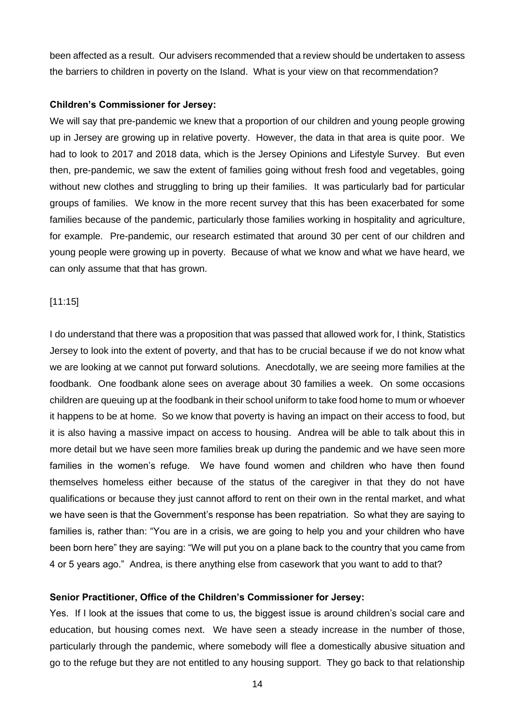been affected as a result. Our advisers recommended that a review should be undertaken to assess the barriers to children in poverty on the Island. What is your view on that recommendation?

**Children's Commissioner for Jersey:**

We will say that pre-pandemic we knew that a proportion of our children and young people growing up in Jersey are growing up in relative poverty. However, the data in that area is quite poor. We had to look to 2017 and 2018 data, which is the Jersey Opinions and Lifestyle Survey. But even then, pre-pandemic, we saw the extent of families going without fresh food and vegetables, going without new clothes and struggling to bring up their families. It was particularly bad for particular groups of families. We know in the more recent survey that this has been exacerbated for some families because of the pandemic, particularly those families working in hospitality and agriculture, for example. Pre-pandemic, our research estimated that around 30 per cent of our children and young people were growing up in poverty. Because of what we know and what we have heard, we can only assume that that has grown.

[11:15]

I do understand that there was a proposition that was passed that allowed work for, I think, Statistics Jersey to look into the extent of poverty, and that has to be crucial because if we do not know what we are looking at we cannot put forward solutions. Anecdotally, we are seeing more families at the foodbank. One foodbank alone sees on average about 30 families a week. On some occasions children are queuing up at the foodbank in their school uniform to take food home to mum or whoever it happens to be at home. So we know that poverty is having an impact on their access to food, but it is also having a massive impact on access to housing. Andrea will be able to talk about this in more detail but we have seen more families break up during the pandemic and we have seen more families in the women's refuge. We have found women and children who have then found themselves homeless either because of the status of the caregiver in that they do not have qualifications or because they just cannot afford to rent on their own in the rental market, and what we have seen is that the Government's response has been repatriation. So what they are saying to families is, rather than: "You are in a crisis, we are going to help you and your children who have been born here" they are saying: "We will put you on a plane back to the country that you came from 4 or 5 years ago." Andrea, is there anything else from casework that you want to add to that?

**Senior Practitioner, Office of the Children's Commissioner for Jersey:**

Yes. If I look at the issues that come to us, the biggest issue is around children's social care and education, but housing comes next. We have seen a steady increase in the number of those, particularly through the pandemic, where somebody will flee a domestically abusive situation and go to the refuge but they are not entitled to any housing support. They go back to that relationship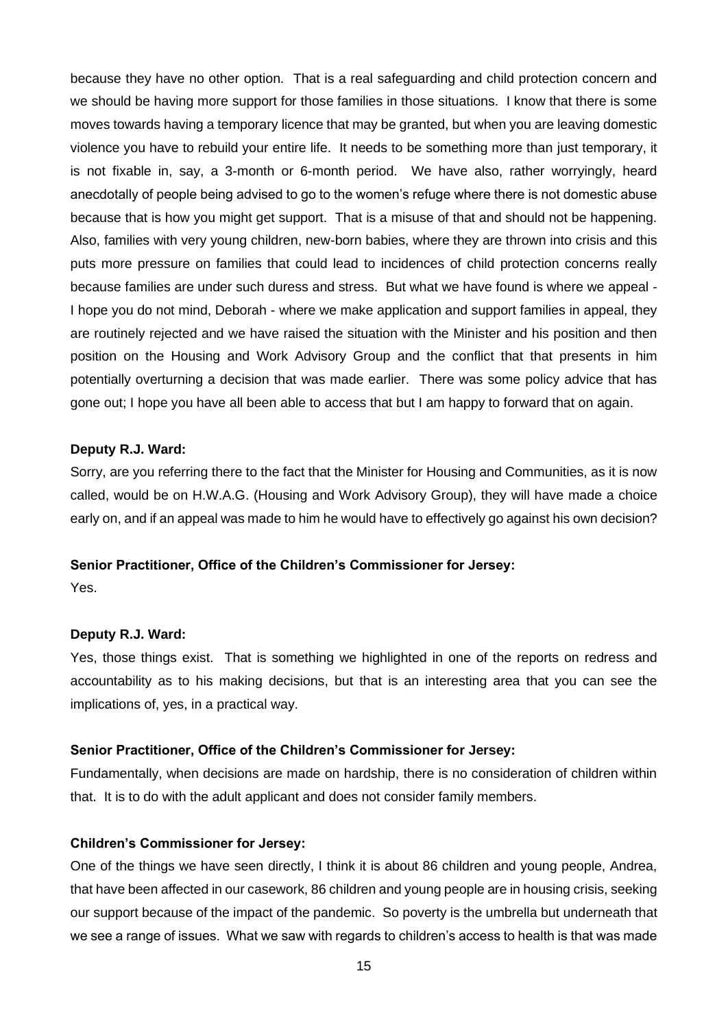because they have no other option. That is a real safeguarding and child protection concern and we should be having more support for those families in those situations. I know that there is some moves towards having a temporary licence that may be granted, but when you are leaving domestic violence you have to rebuild your entire life. It needs to be something more than just temporary, it is not fixable in, say, a 3-month or 6-month period. We have also, rather worryingly, heard anecdotally of people being advised to go to the women's refuge where there is not domestic abuse because that is how you might get support. That is a misuse of that and should not be happening. Also, families with very young children, new-born babies, where they are thrown into crisis and this puts more pressure on families that could lead to incidences of child protection concerns really because families are under such duress and stress. But what we have found is where we appeal - I hope you do not mind, Deborah - where we make application and support families in appeal, they are routinely rejected and we have raised the situation with the Minister and his position and then position on the Housing and Work Advisory Group and the conflict that that presents in him potentially overturning a decision that was made earlier. There was some policy advice that has gone out; I hope you have all been able to access that but I am happy to forward that on again.

**Deputy R.J. Ward:**

Sorry, are you referring there to the fact that the Minister for Housing and Communities, as it is now called, would be on H.W.A.G. (Housing and Work Advisory Group), they will have made a choice early on, and if an appeal was made to him he would have to effectively go against his own decision?

**Senior Practitioner, Office of the Children's Commissioner for Jersey:**

Yes.

**Deputy R.J. Ward:**

Yes, those things exist. That is something we highlighted in one of the reports on redress and accountability as to his making decisions, but that is an interesting area that you can see the implications of, yes, in a practical way.

**Senior Practitioner, Office of the Children's Commissioner for Jersey:**

Fundamentally, when decisions are made on hardship, there is no consideration of children within that. It is to do with the adult applicant and does not consider family members.

**Children's Commissioner for Jersey:**

One of the things we have seen directly, I think it is about 86 children and young people, Andrea, that have been affected in our casework, 86 children and young people are in housing crisis, seeking our support because of the impact of the pandemic. So poverty is the umbrella but underneath that we see a range of issues. What we saw with regards to children's access to health is that was made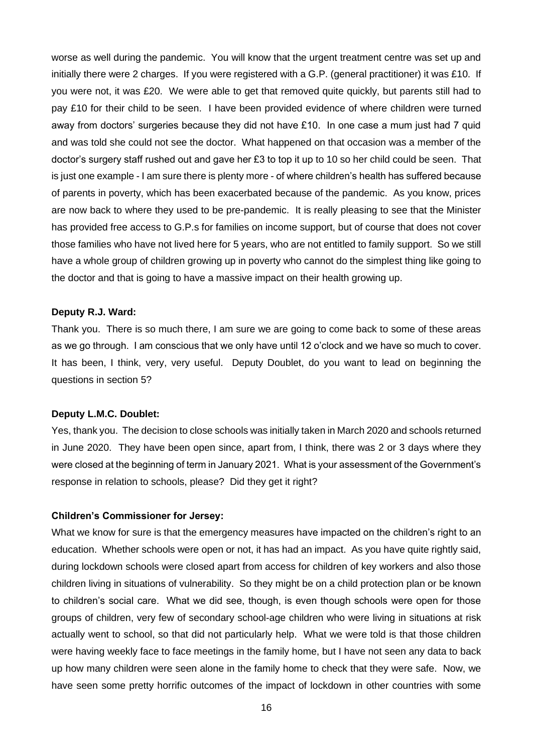worse as well during the pandemic. You will know that the urgent treatment centre was set up and initially there were 2 charges. If you were registered with a G.P. (general practitioner) it was £10. If you were not, it was £20. We were able to get that removed quite quickly, but parents still had to pay £10 for their child to be seen. I have been provided evidence of where children were turned away from doctors' surgeries because they did not have £10. In one case a mum just had 7 quid and was told she could not see the doctor. What happened on that occasion was a member of the doctor's surgery staff rushed out and gave her £3 to top it up to 10 so her child could be seen. That is just one example - I am sure there is plenty more - of where children's health has suffered because of parents in poverty, which has been exacerbated because of the pandemic. As you know, prices are now back to where they used to be pre-pandemic. It is really pleasing to see that the Minister has provided free access to G.P.s for families on income support, but of course that does not cover those families who have not lived here for 5 years, who are not entitled to family support. So we still have a whole group of children growing up in poverty who cannot do the simplest thing like going to the doctor and that is going to have a massive impact on their health growing up.

**Deputy R.J. Ward:**

Thank you. There is so much there, I am sure we are going to come back to some of these areas as we go through. I am conscious that we only have until 12 o'clock and we have so much to cover. It has been, I think, very, very useful. Deputy Doublet, do you want to lead on beginning the questions in section 5?

**Deputy L.M.C. Doublet:**

Yes, thank you. The decision to close schools was initially taken in March 2020 and schools returned in June 2020. They have been open since, apart from, I think, there was 2 or 3 days where they were closed at the beginning of term in January 2021. What is your assessment of the Government's response in relation to schools, please? Did they get it right?

**Children's Commissioner for Jersey:**

What we know for sure is that the emergency measures have impacted on the children's right to an education. Whether schools were open or not, it has had an impact. As you have quite rightly said, during lockdown schools were closed apart from access for children of key workers and also those children living in situations of vulnerability. So they might be on a child protection plan or be known to children's social care. What we did see, though, is even though schools were open for those groups of children, very few of secondary school-age children who were living in situations at risk actually went to school, so that did not particularly help. What we were told is that those children were having weekly face to face meetings in the family home, but I have not seen any data to back up how many children were seen alone in the family home to check that they were safe. Now, we have seen some pretty horrific outcomes of the impact of lockdown in other countries with some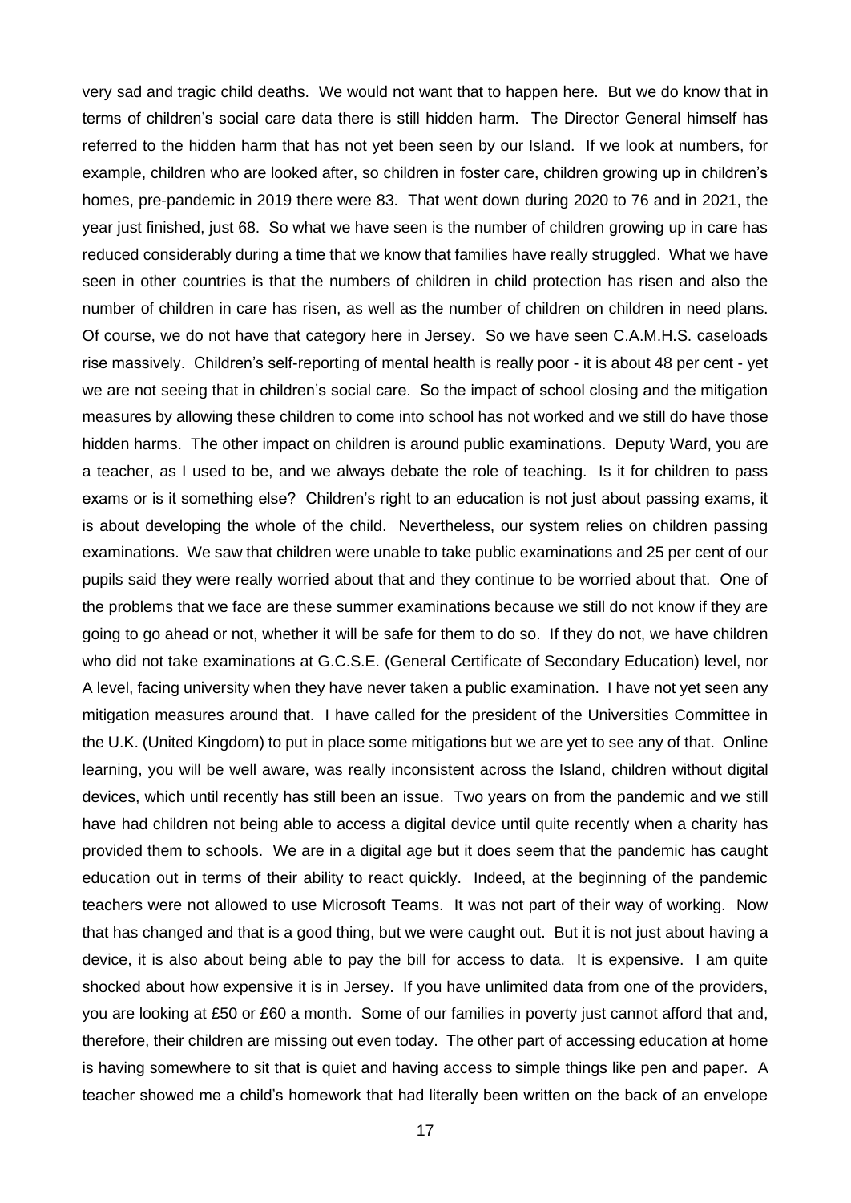very sad and tragic child deaths. We would not want that to happen here. But we do know that in terms of children's social care data there is still hidden harm. The Director General himself has referred to the hidden harm that has not yet been seen by our Island. If we look at numbers, for example, children who are looked after, so children in foster care, children growing up in children's homes, pre-pandemic in 2019 there were 83. That went down during 2020 to 76 and in 2021, the year just finished, just 68. So what we have seen is the number of children growing up in care has reduced considerably during a time that we know that families have really struggled. What we have seen in other countries is that the numbers of children in child protection has risen and also the number of children in care has risen, as well as the number of children on children in need plans. Of course, we do not have that category here in Jersey. So we have seen C.A.M.H.S. caseloads rise massively. Children's self-reporting of mental health is really poor - it is about 48 per cent - yet we are not seeing that in children's social care. So the impact of school closing and the mitigation measures by allowing these children to come into school has not worked and we still do have those hidden harms. The other impact on children is around public examinations. Deputy Ward, you are a teacher, as I used to be, and we always debate the role of teaching. Is it for children to pass exams or is it something else? Children's right to an education is not just about passing exams, it is about developing the whole of the child. Nevertheless, our system relies on children passing examinations. We saw that children were unable to take public examinations and 25 per cent of our pupils said they were really worried about that and they continue to be worried about that. One of the problems that we face are these summer examinations because we still do not know if they are going to go ahead or not, whether it will be safe for them to do so. If they do not, we have children who did not take examinations at G.C.S.E. (General Certificate of Secondary Education) level, nor A level, facing university when they have never taken a public examination. I have not yet seen any mitigation measures around that. I have called for the president of the Universities Committee in the U.K. (United Kingdom) to put in place some mitigations but we are yet to see any of that. Online learning, you will be well aware, was really inconsistent across the Island, children without digital devices, which until recently has still been an issue. Two years on from the pandemic and we still have had children not being able to access a digital device until quite recently when a charity has provided them to schools. We are in a digital age but it does seem that the pandemic has caught education out in terms of their ability to react quickly. Indeed, at the beginning of the pandemic teachers were not allowed to use Microsoft Teams. It was not part of their way of working. Now that has changed and that is a good thing, but we were caught out. But it is not just about having a device, it is also about being able to pay the bill for access to data. It is expensive. I am quite shocked about how expensive it is in Jersey. If you have unlimited data from one of the providers, you are looking at £50 or £60 a month. Some of our families in poverty just cannot afford that and, therefore, their children are missing out even today. The other part of accessing education at home is having somewhere to sit that is quiet and having access to simple things like pen and paper. A teacher showed me a child's homework that had literally been written on the back of an envelope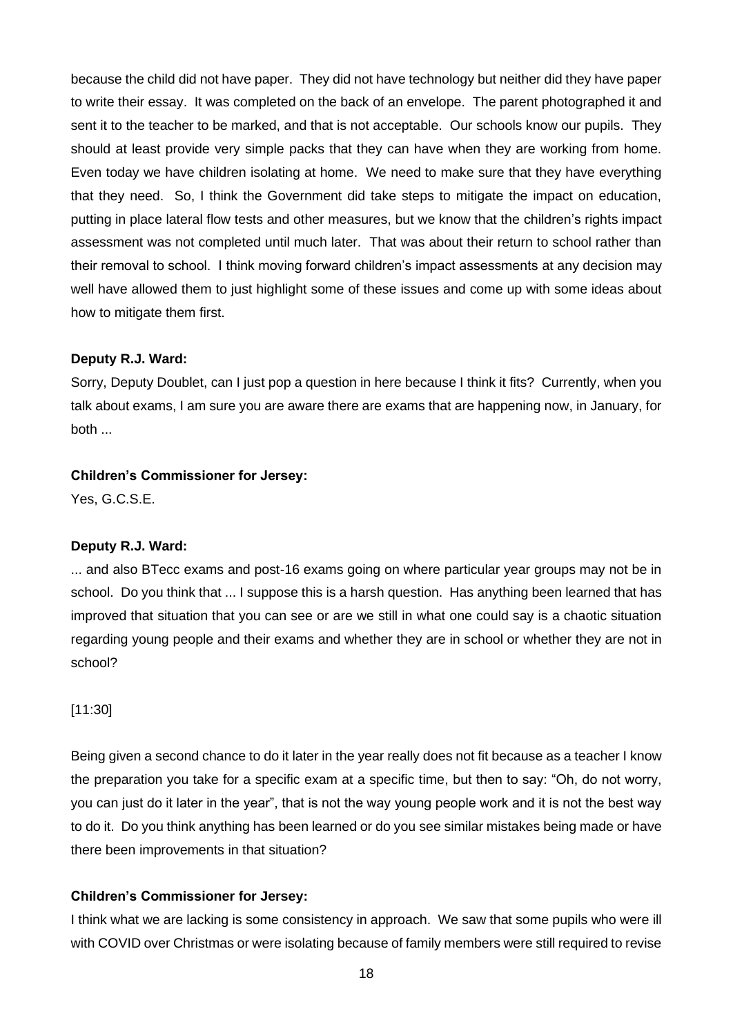because the child did not have paper. They did not have technology but neither did they have paper to write their essay. It was completed on the back of an envelope. The parent photographed it and sent it to the teacher to be marked, and that is not acceptable. Our schools know our pupils. They should at least provide very simple packs that they can have when they are working from home. Even today we have children isolating at home. We need to make sure that they have everything that they need. So, I think the Government did take steps to mitigate the impact on education, putting in place lateral flow tests and other measures, but we know that the children's rights impact assessment was not completed until much later. That was about their return to school rather than their removal to school. I think moving forward children's impact assessments at any decision may well have allowed them to just highlight some of these issues and come up with some ideas about how to mitigate them first.

**Deputy R.J. Ward:**

Sorry, Deputy Doublet, can I just pop a question in here because I think it fits? Currently, when you talk about exams, I am sure you are aware there are exams that are happening now, in January, for both ...

**Children's Commissioner for Jersey:**

Yes, G.C.S.E.

**Deputy R.J. Ward:**

... and also BTecc exams and post-16 exams going on where particular year groups may not be in school. Do you think that ... I suppose this is a harsh question. Has anything been learned that has improved that situation that you can see or are we still in what one could say is a chaotic situation regarding young people and their exams and whether they are in school or whether they are not in school?

[11:30]

Being given a second chance to do it later in the year really does not fit because as a teacher I know the preparation you take for a specific exam at a specific time, but then to say: "Oh, do not worry, you can just do it later in the year", that is not the way young people work and it is not the best way to do it. Do you think anything has been learned or do you see similar mistakes being made or have there been improvements in that situation?

**Children's Commissioner for Jersey:**

I think what we are lacking is some consistency in approach. We saw that some pupils who were ill with COVID over Christmas or were isolating because of family members were still required to revise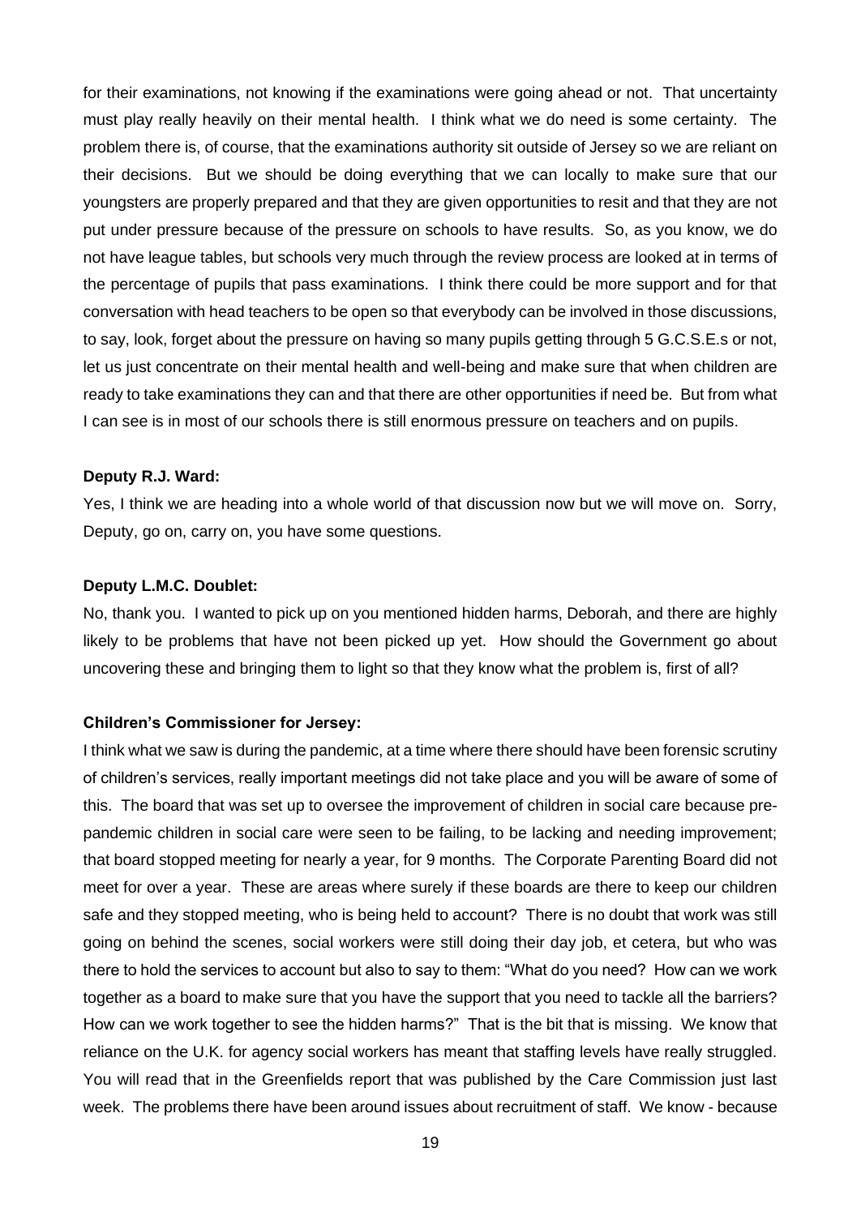for their examinations, not knowing if the examinations were going ahead or not. That uncertainty must play really heavily on their mental health. I think what we do need is some certainty. The problem there is, of course, that the examinations authority sit outside of Jersey so we are reliant on their decisions. But we should be doing everything that we can locally to make sure that our youngsters are properly prepared and that they are given opportunities to resit and that they are not put under pressure because of the pressure on schools to have results. So, as you know, we do not have league tables, but schools very much through the review process are looked at in terms of the percentage of pupils that pass examinations. I think there could be more support and for that conversation with head teachers to be open so that everybody can be involved in those discussions, to say, look, forget about the pressure on having so many pupils getting through 5 G.C.S.E.s or not, let us just concentrate on their mental health and well-being and make sure that when children are ready to take examinations they can and that there are other opportunities if need be. But from what I can see is in most of our schools there is still enormous pressure on teachers and on pupils.

**Deputy R.J. Ward:**

Yes, I think we are heading into a whole world of that discussion now but we will move on. Sorry, Deputy, go on, carry on, you have some questions.

**Deputy L.M.C. Doublet:**

No, thank you. I wanted to pick up on you mentioned hidden harms, Deborah, and there are highly likely to be problems that have not been picked up yet. How should the Government go about uncovering these and bringing them to light so that they know what the problem is, first of all?

**Children's Commissioner for Jersey:**

I think what we saw is during the pandemic, at a time where there should have been forensic scrutiny of children's services, really important meetings did not take place and you will be aware of some of this. The board that was set up to oversee the improvement of children in social care because pre-pandemic children in social care were seen to be failing, to be lacking and needing improvement; that board stopped meeting for nearly a year, for 9 months. The Corporate Parenting Board did not meet for over a year. These are areas where surely if these boards are there to keep our children safe and they stopped meeting, who is being held to account? There is no doubt that work was still going on behind the scenes, social workers were still doing their day job, et cetera, but who was there to hold the services to account but also to say to them: "What do you need? How can we work together as a board to make sure that you have the support that you need to tackle all the barriers? How can we work together to see the hidden harms?" That is the bit that is missing. We know that reliance on the U.K. for agency social workers has meant that staffing levels have really struggled. You will read that in the Greenfields report that was published by the Care Commission just last week. The problems there have been around issues about recruitment of staff. We know - because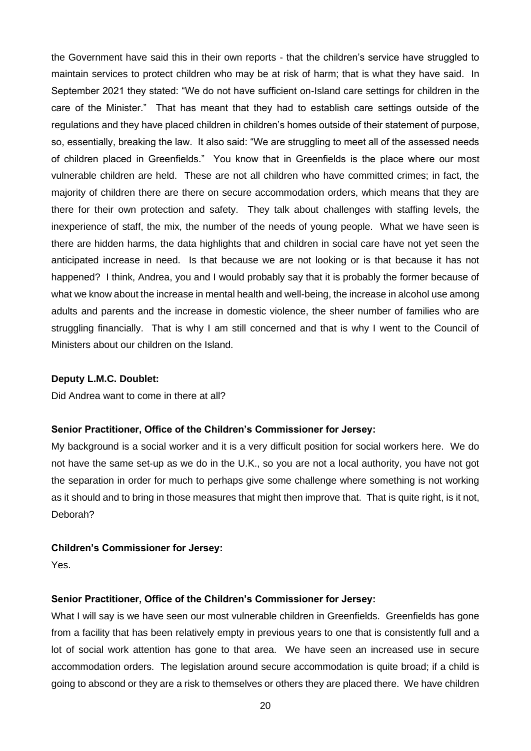the Government have said this in their own reports - that the children's service have struggled to maintain services to protect children who may be at risk of harm; that is what they have said. In September 2021 they stated: "We do not have sufficient on-Island care settings for children in the care of the Minister." That has meant that they had to establish care settings outside of the regulations and they have placed children in children's homes outside of their statement of purpose, so, essentially, breaking the law. It also said: "We are struggling to meet all of the assessed needs of children placed in Greenfields." You know that in Greenfields is the place where our most vulnerable children are held. These are not all children who have committed crimes; in fact, the majority of children there are there on secure accommodation orders, which means that they are there for their own protection and safety. They talk about challenges with staffing levels, the inexperience of staff, the mix, the number of the needs of young people. What we have seen is there are hidden harms, the data highlights that and children in social care have not yet seen the anticipated increase in need. Is that because we are not looking or is that because it has not happened? I think, Andrea, you and I would probably say that it is probably the former because of what we know about the increase in mental health and well-being, the increase in alcohol use among adults and parents and the increase in domestic violence, the sheer number of families who are struggling financially. That is why I am still concerned and that is why I went to the Council of Ministers about our children on the Island.

**Deputy L.M.C. Doublet:**

Did Andrea want to come in there at all?

**Senior Practitioner, Office of the Children's Commissioner for Jersey:**

My background is a social worker and it is a very difficult position for social workers here. We do not have the same set-up as we do in the U.K., so you are not a local authority, you have not got the separation in order for much to perhaps give some challenge where something is not working as it should and to bring in those measures that might then improve that. That is quite right, is it not, Deborah?

**Children's Commissioner for Jersey:**

Yes.

**Senior Practitioner, Office of the Children's Commissioner for Jersey:**

What I will say is we have seen our most vulnerable children in Greenfields. Greenfields has gone from a facility that has been relatively empty in previous years to one that is consistently full and a lot of social work attention has gone to that area. We have seen an increased use in secure accommodation orders. The legislation around secure accommodation is quite broad; if a child is going to abscond or they are a risk to themselves or others they are placed there. We have children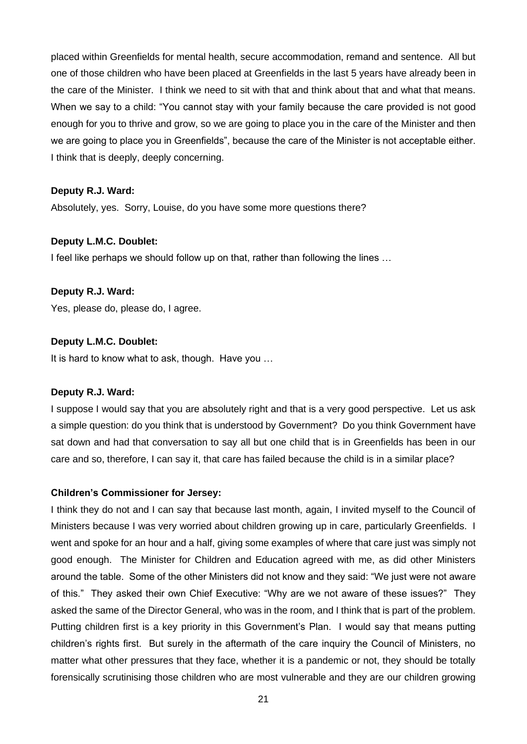placed within Greenfields for mental health, secure accommodation, remand and sentence. All but one of those children who have been placed at Greenfields in the last 5 years have already been in the care of the Minister. I think we need to sit with that and think about that and what that means. When we say to a child: "You cannot stay with your family because the care provided is not good enough for you to thrive and grow, so we are going to place you in the care of the Minister and then we are going to place you in Greenfields", because the care of the Minister is not acceptable either. I think that is deeply, deeply concerning.

**Deputy R.J. Ward:**

Absolutely, yes. Sorry, Louise, do you have some more questions there?

**Deputy L.M.C. Doublet:**

I feel like perhaps we should follow up on that, rather than following the lines …

**Deputy R.J. Ward:**

Yes, please do, please do, I agree.

**Deputy L.M.C. Doublet:**

It is hard to know what to ask, though. Have you …

**Deputy R.J. Ward:**

I suppose I would say that you are absolutely right and that is a very good perspective. Let us ask a simple question: do you think that is understood by Government? Do you think Government have sat down and had that conversation to say all but one child that is in Greenfields has been in our care and so, therefore, I can say it, that care has failed because the child is in a similar place?

**Children's Commissioner for Jersey:**

I think they do not and I can say that because last month, again, I invited myself to the Council of Ministers because I was very worried about children growing up in care, particularly Greenfields. I went and spoke for an hour and a half, giving some examples of where that care just was simply not good enough. The Minister for Children and Education agreed with me, as did other Ministers around the table. Some of the other Ministers did not know and they said: "We just were not aware of this." They asked their own Chief Executive: "Why are we not aware of these issues?" They asked the same of the Director General, who was in the room, and I think that is part of the problem. Putting children first is a key priority in this Government's Plan. I would say that means putting children's rights first. But surely in the aftermath of the care inquiry the Council of Ministers, no matter what other pressures that they face, whether it is a pandemic or not, they should be totally forensically scrutinising those children who are most vulnerable and they are our children growing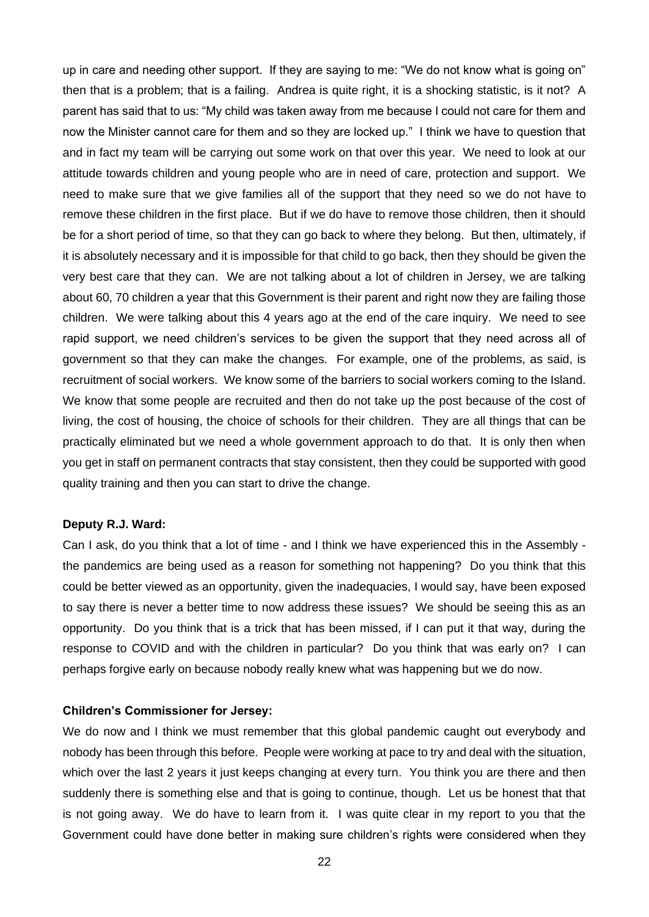up in care and needing other support. If they are saying to me: "We do not know what is going on" then that is a problem; that is a failing. Andrea is quite right, it is a shocking statistic, is it not? A parent has said that to us: "My child was taken away from me because I could not care for them and now the Minister cannot care for them and so they are locked up." I think we have to question that and in fact my team will be carrying out some work on that over this year. We need to look at our attitude towards children and young people who are in need of care, protection and support. We need to make sure that we give families all of the support that they need so we do not have to remove these children in the first place. But if we do have to remove those children, then it should be for a short period of time, so that they can go back to where they belong. But then, ultimately, if it is absolutely necessary and it is impossible for that child to go back, then they should be given the very best care that they can. We are not talking about a lot of children in Jersey, we are talking about 60, 70 children a year that this Government is their parent and right now they are failing those children. We were talking about this 4 years ago at the end of the care inquiry. We need to see rapid support, we need children's services to be given the support that they need across all of government so that they can make the changes. For example, one of the problems, as said, is recruitment of social workers. We know some of the barriers to social workers coming to the Island. We know that some people are recruited and then do not take up the post because of the cost of living, the cost of housing, the choice of schools for their children. They are all things that can be practically eliminated but we need a whole government approach to do that. It is only then when you get in staff on permanent contracts that stay consistent, then they could be supported with good quality training and then you can start to drive the change.

**Deputy R.J. Ward:**

Can I ask, do you think that a lot of time - and I think we have experienced this in the Assembly - the pandemics are being used as a reason for something not happening? Do you think that this could be better viewed as an opportunity, given the inadequacies, I would say, have been exposed to say there is never a better time to now address these issues? We should be seeing this as an opportunity. Do you think that is a trick that has been missed, if I can put it that way, during the response to COVID and with the children in particular? Do you think that was early on? I can perhaps forgive early on because nobody really knew what was happening but we do now.

**Children's Commissioner for Jersey:**

We do now and I think we must remember that this global pandemic caught out everybody and nobody has been through this before. People were working at pace to try and deal with the situation, which over the last 2 years it just keeps changing at every turn. You think you are there and then suddenly there is something else and that is going to continue, though. Let us be honest that that is not going away. We do have to learn from it. I was quite clear in my report to you that the Government could have done better in making sure children's rights were considered when they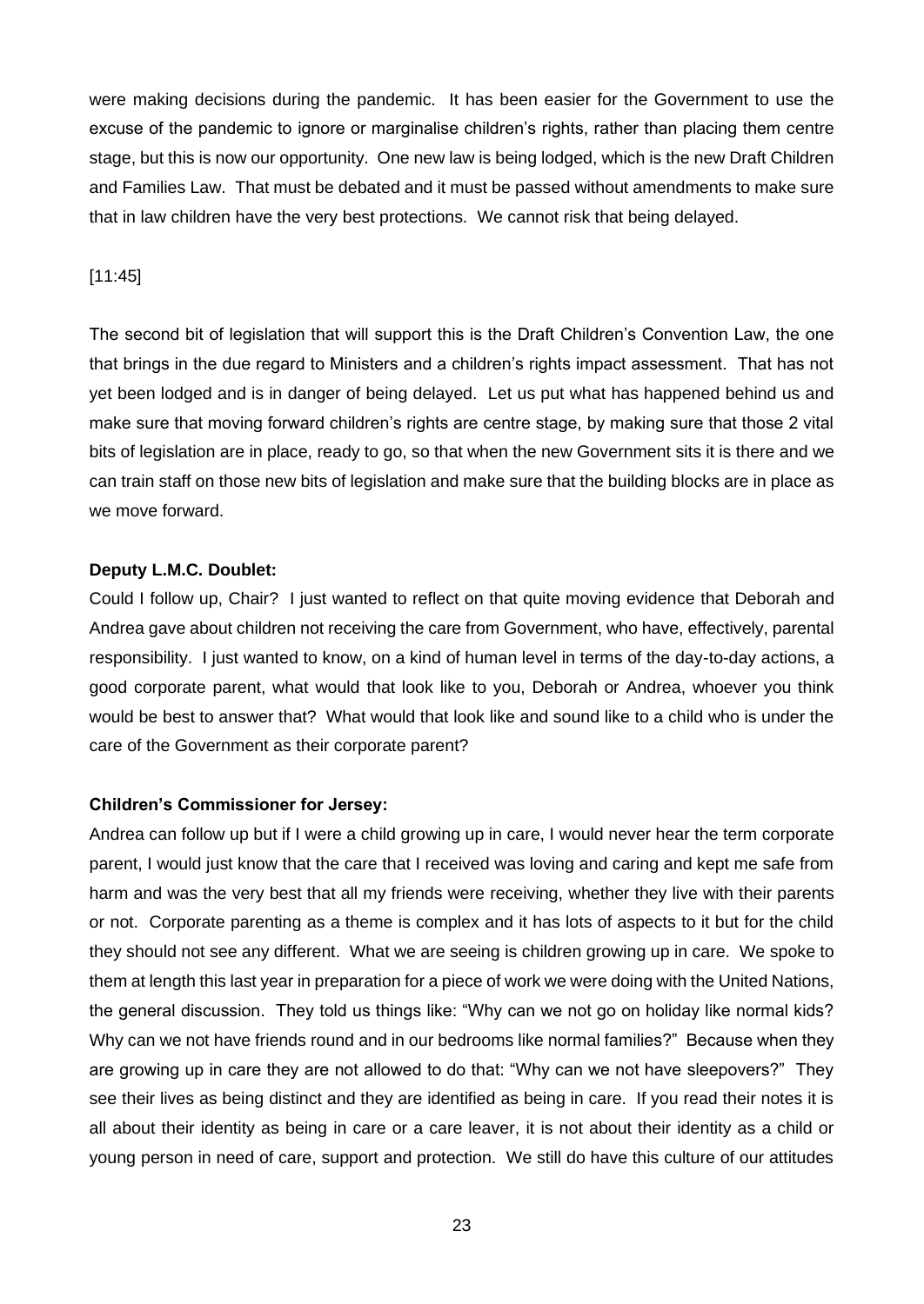were making decisions during the pandemic. It has been easier for the Government to use the excuse of the pandemic to ignore or marginalise children's rights, rather than placing them centre stage, but this is now our opportunity. One new law is being lodged, which is the new Draft Children and Families Law. That must be debated and it must be passed without amendments to make sure that in law children have the very best protections. We cannot risk that being delayed.

[11:45]

The second bit of legislation that will support this is the Draft Children's Convention Law, the one that brings in the due regard to Ministers and a children's rights impact assessment. That has not yet been lodged and is in danger of being delayed. Let us put what has happened behind us and make sure that moving forward children's rights are centre stage, by making sure that those 2 vital bits of legislation are in place, ready to go, so that when the new Government sits it is there and we can train staff on those new bits of legislation and make sure that the building blocks are in place as we move forward.

**Deputy L.M.C. Doublet:**

Could I follow up, Chair? I just wanted to reflect on that quite moving evidence that Deborah and Andrea gave about children not receiving the care from Government, who have, effectively, parental responsibility. I just wanted to know, on a kind of human level in terms of the day-to-day actions, a good corporate parent, what would that look like to you, Deborah or Andrea, whoever you think would be best to answer that? What would that look like and sound like to a child who is under the care of the Government as their corporate parent?

**Children's Commissioner for Jersey:**

Andrea can follow up but if I were a child growing up in care, I would never hear the term corporate parent, I would just know that the care that I received was loving and caring and kept me safe from harm and was the very best that all my friends were receiving, whether they live with their parents or not. Corporate parenting as a theme is complex and it has lots of aspects to it but for the child they should not see any different. What we are seeing is children growing up in care. We spoke to them at length this last year in preparation for a piece of work we were doing with the United Nations, the general discussion. They told us things like: "Why can we not go on holiday like normal kids? Why can we not have friends round and in our bedrooms like normal families?" Because when they are growing up in care they are not allowed to do that: "Why can we not have sleepovers?" They see their lives as being distinct and they are identified as being in care. If you read their notes it is all about their identity as being in care or a care leaver, it is not about their identity as a child or young person in need of care, support and protection. We still do have this culture of our attitudes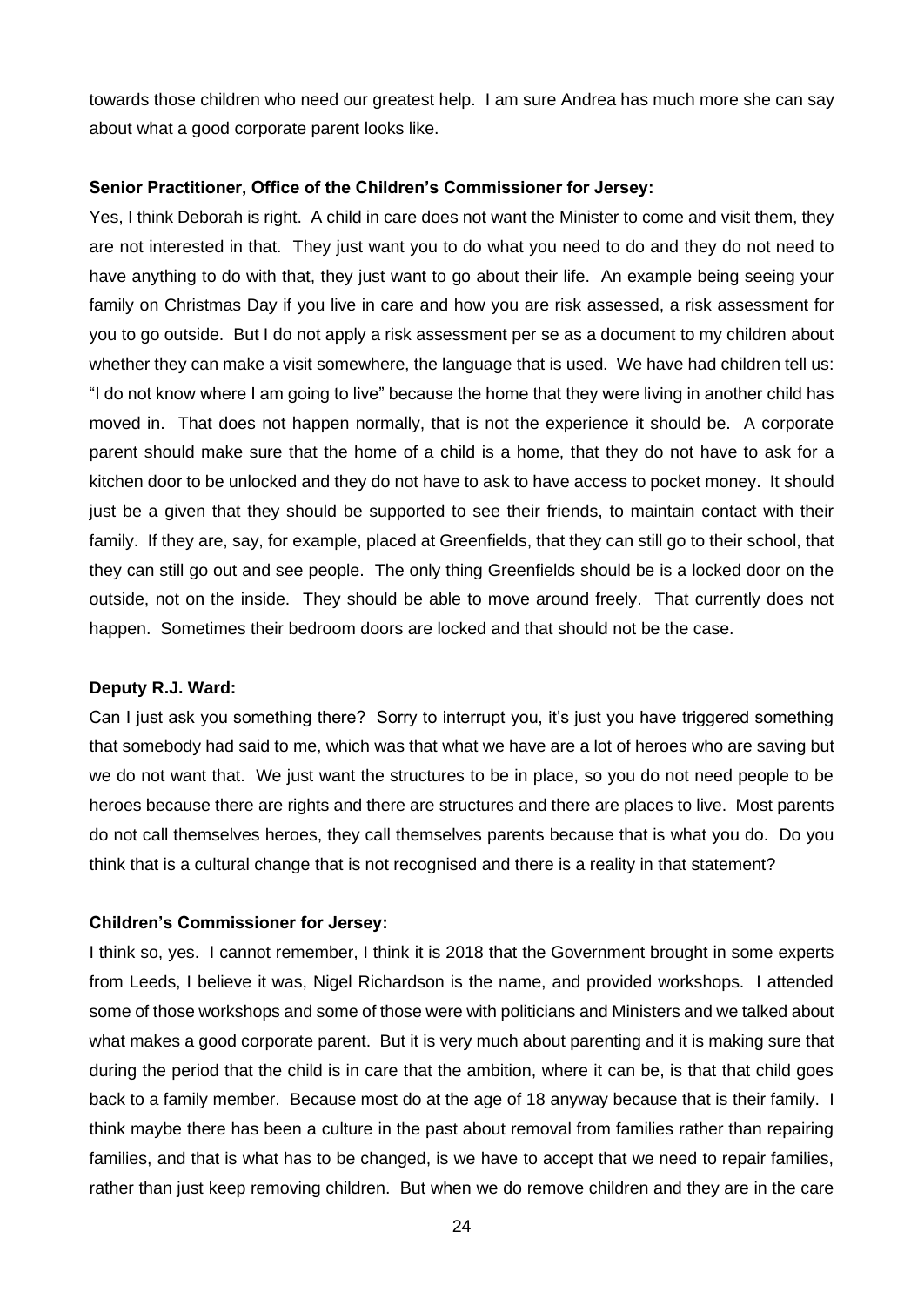towards those children who need our greatest help. I am sure Andrea has much more she can say about what a good corporate parent looks like.

**Senior Practitioner, Office of the Children's Commissioner for Jersey:**

Yes, I think Deborah is right. A child in care does not want the Minister to come and visit them, they are not interested in that. They just want you to do what you need to do and they do not need to have anything to do with that, they just want to go about their life. An example being seeing your family on Christmas Day if you live in care and how you are risk assessed, a risk assessment for you to go outside. But I do not apply a risk assessment per se as a document to my children about whether they can make a visit somewhere, the language that is used. We have had children tell us: "I do not know where I am going to live" because the home that they were living in another child has moved in. That does not happen normally, that is not the experience it should be. A corporate parent should make sure that the home of a child is a home, that they do not have to ask for a kitchen door to be unlocked and they do not have to ask to have access to pocket money. It should just be a given that they should be supported to see their friends, to maintain contact with their family. If they are, say, for example, placed at Greenfields, that they can still go to their school, that they can still go out and see people. The only thing Greenfields should be is a locked door on the outside, not on the inside. They should be able to move around freely. That currently does not happen. Sometimes their bedroom doors are locked and that should not be the case.

**Deputy R.J. Ward:**

Can I just ask you something there? Sorry to interrupt you, it's just you have triggered something that somebody had said to me, which was that what we have are a lot of heroes who are saving but we do not want that. We just want the structures to be in place, so you do not need people to be heroes because there are rights and there are structures and there are places to live. Most parents do not call themselves heroes, they call themselves parents because that is what you do. Do you think that is a cultural change that is not recognised and there is a reality in that statement?

**Children's Commissioner for Jersey:**

I think so, yes. I cannot remember, I think it is 2018 that the Government brought in some experts from Leeds, I believe it was, Nigel Richardson is the name, and provided workshops. I attended some of those workshops and some of those were with politicians and Ministers and we talked about what makes a good corporate parent. But it is very much about parenting and it is making sure that during the period that the child is in care that the ambition, where it can be, is that that child goes back to a family member. Because most do at the age of 18 anyway because that is their family. I think maybe there has been a culture in the past about removal from families rather than repairing families, and that is what has to be changed, is we have to accept that we need to repair families, rather than just keep removing children. But when we do remove children and they are in the care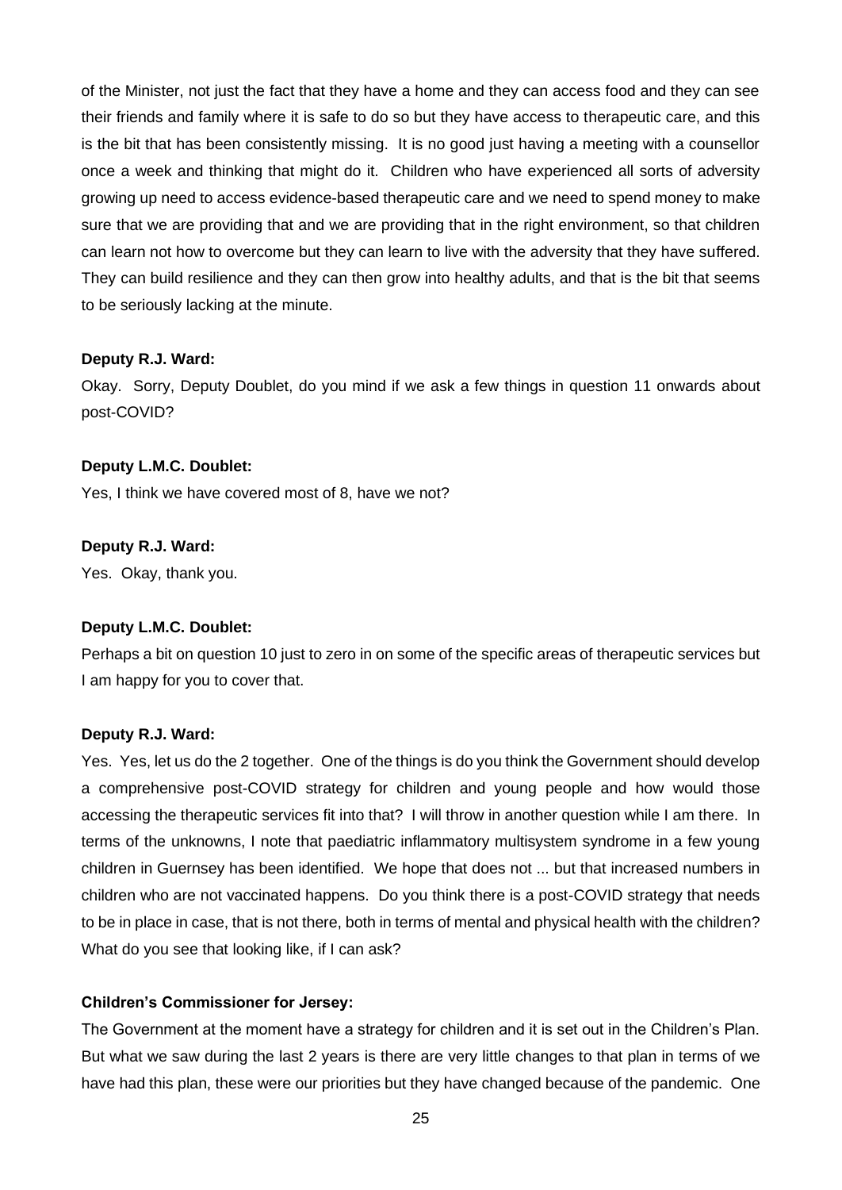of the Minister, not just the fact that they have a home and they can access food and they can see their friends and family where it is safe to do so but they have access to therapeutic care, and this is the bit that has been consistently missing. It is no good just having a meeting with a counsellor once a week and thinking that might do it. Children who have experienced all sorts of adversity growing up need to access evidence-based therapeutic care and we need to spend money to make sure that we are providing that and we are providing that in the right environment, so that children can learn not how to overcome but they can learn to live with the adversity that they have suffered. They can build resilience and they can then grow into healthy adults, and that is the bit that seems to be seriously lacking at the minute.

**Deputy R.J. Ward:**

Okay. Sorry, Deputy Doublet, do you mind if we ask a few things in question 11 onwards about post-COVID?

**Deputy L.M.C. Doublet:**

Yes, I think we have covered most of 8, have we not?

**Deputy R.J. Ward:**

Yes. Okay, thank you.

**Deputy L.M.C. Doublet:**

Perhaps a bit on question 10 just to zero in on some of the specific areas of therapeutic services but I am happy for you to cover that.

**Deputy R.J. Ward:**

Yes. Yes, let us do the 2 together. One of the things is do you think the Government should develop a comprehensive post-COVID strategy for children and young people and how would those accessing the therapeutic services fit into that? I will throw in another question while I am there. In terms of the unknowns, I note that paediatric inflammatory multisystem syndrome in a few young children in Guernsey has been identified. We hope that does not ... but that increased numbers in children who are not vaccinated happens. Do you think there is a post-COVID strategy that needs to be in place in case, that is not there, both in terms of mental and physical health with the children? What do you see that looking like, if I can ask?

**Children's Commissioner for Jersey:**

The Government at the moment have a strategy for children and it is set out in the Children's Plan. But what we saw during the last 2 years is there are very little changes to that plan in terms of we have had this plan, these were our priorities but they have changed because of the pandemic. One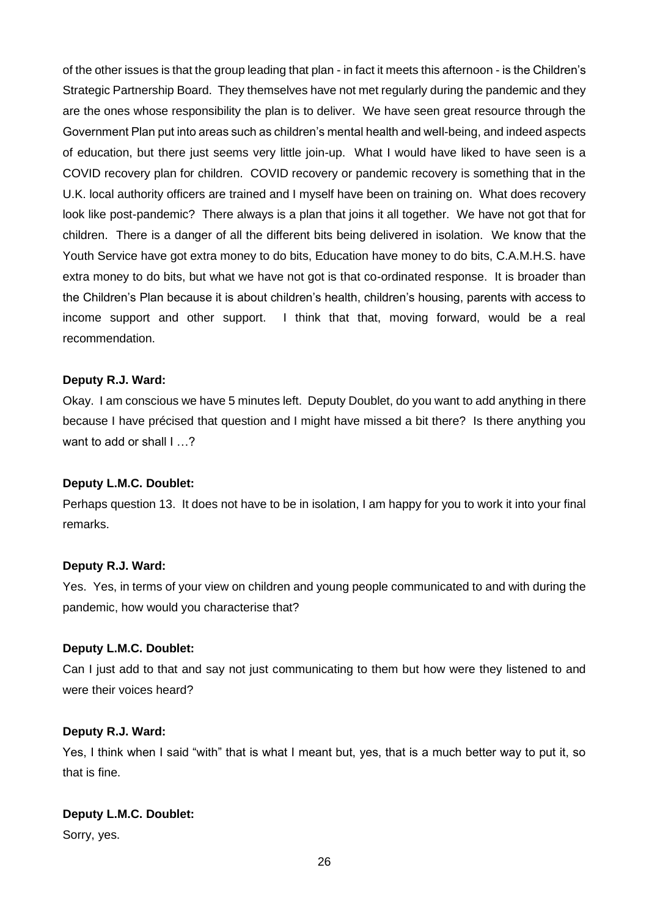of the other issues is that the group leading that plan - in fact it meets this afternoon - is the Children's Strategic Partnership Board. They themselves have not met regularly during the pandemic and they are the ones whose responsibility the plan is to deliver. We have seen great resource through the Government Plan put into areas such as children's mental health and well-being, and indeed aspects of education, but there just seems very little join-up. What I would have liked to have seen is a COVID recovery plan for children. COVID recovery or pandemic recovery is something that in the U.K. local authority officers are trained and I myself have been on training on. What does recovery look like post-pandemic? There always is a plan that joins it all together. We have not got that for children. There is a danger of all the different bits being delivered in isolation. We know that the Youth Service have got extra money to do bits, Education have money to do bits, C.A.M.H.S. have extra money to do bits, but what we have not got is that co-ordinated response. It is broader than the Children's Plan because it is about children's health, children's housing, parents with access to income support and other support. I think that that, moving forward, would be a real recommendation.

**Deputy R.J. Ward:**

Okay. I am conscious we have 5 minutes left. Deputy Doublet, do you want to add anything in there because I have précised that question and I might have missed a bit there? Is there anything you want to add or shall I …?

**Deputy L.M.C. Doublet:**

Perhaps question 13. It does not have to be in isolation, I am happy for you to work it into your final remarks.

**Deputy R.J. Ward:**

Yes. Yes, in terms of your view on children and young people communicated to and with during the pandemic, how would you characterise that?

**Deputy L.M.C. Doublet:**

Can I just add to that and say not just communicating to them but how were they listened to and were their voices heard?

**Deputy R.J. Ward:**

Yes, I think when I said "with" that is what I meant but, yes, that is a much better way to put it, so that is fine.

**Deputy L.M.C. Doublet:**

Sorry, yes.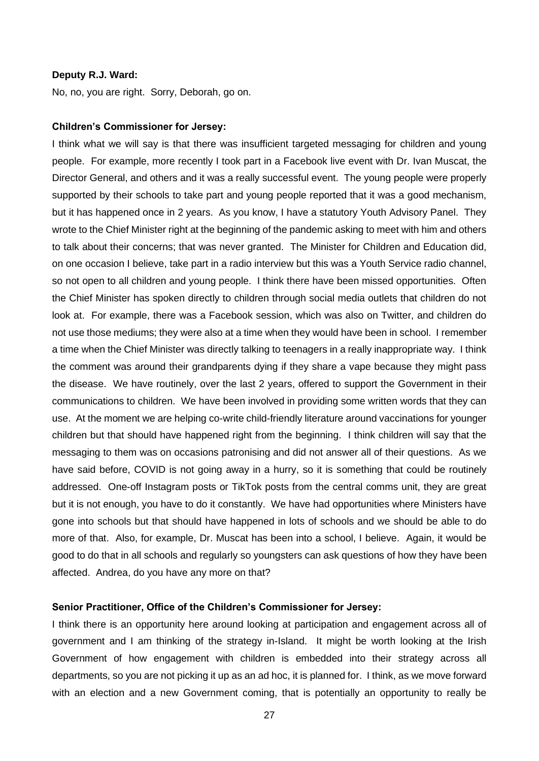**Deputy R.J. Ward:**

No, no, you are right. Sorry, Deborah, go on.

**Children's Commissioner for Jersey:**

I think what we will say is that there was insufficient targeted messaging for children and young people. For example, more recently I took part in a Facebook live event with Dr. Ivan Muscat, the Director General, and others and it was a really successful event. The young people were properly supported by their schools to take part and young people reported that it was a good mechanism, but it has happened once in 2 years. As you know, I have a statutory Youth Advisory Panel. They wrote to the Chief Minister right at the beginning of the pandemic asking to meet with him and others to talk about their concerns; that was never granted. The Minister for Children and Education did, on one occasion I believe, take part in a radio interview but this was a Youth Service radio channel, so not open to all children and young people. I think there have been missed opportunities. Often the Chief Minister has spoken directly to children through social media outlets that children do not look at. For example, there was a Facebook session, which was also on Twitter, and children do not use those mediums; they were also at a time when they would have been in school. I remember a time when the Chief Minister was directly talking to teenagers in a really inappropriate way. I think the comment was around their grandparents dying if they share a vape because they might pass the disease. We have routinely, over the last 2 years, offered to support the Government in their communications to children. We have been involved in providing some written words that they can use. At the moment we are helping co-write child-friendly literature around vaccinations for younger children but that should have happened right from the beginning. I think children will say that the messaging to them was on occasions patronising and did not answer all of their questions. As we have said before, COVID is not going away in a hurry, so it is something that could be routinely addressed. One-off Instagram posts or TikTok posts from the central comms unit, they are great but it is not enough, you have to do it constantly. We have had opportunities where Ministers have gone into schools but that should have happened in lots of schools and we should be able to do more of that. Also, for example, Dr. Muscat has been into a school, I believe. Again, it would be good to do that in all schools and regularly so youngsters can ask questions of how they have been affected. Andrea, do you have any more on that?

**Senior Practitioner, Office of the Children's Commissioner for Jersey:**

I think there is an opportunity here around looking at participation and engagement across all of government and I am thinking of the strategy in-Island. It might be worth looking at the Irish Government of how engagement with children is embedded into their strategy across all departments, so you are not picking it up as an ad hoc, it is planned for. I think, as we move forward with an election and a new Government coming, that is potentially an opportunity to really be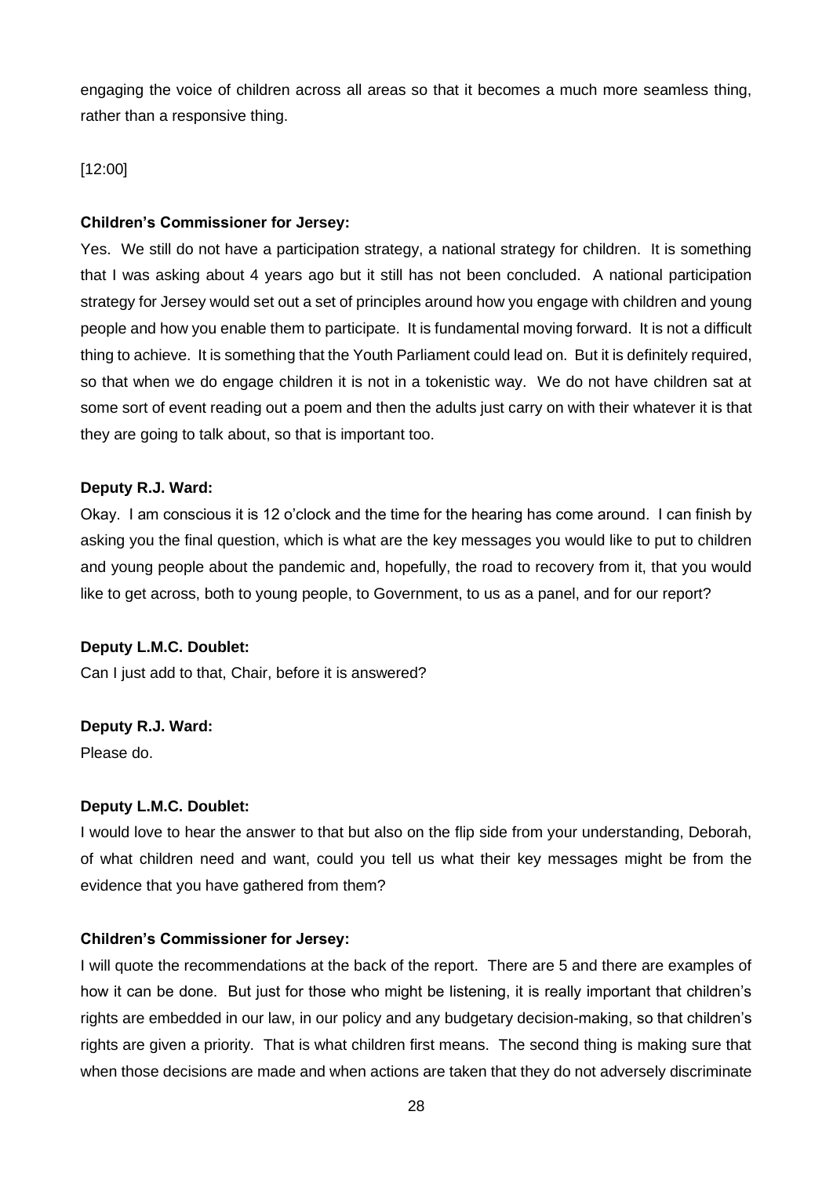engaging the voice of children across all areas so that it becomes a much more seamless thing, rather than a responsive thing.

[12:00]

**Children's Commissioner for Jersey:**

Yes. We still do not have a participation strategy, a national strategy for children. It is something that I was asking about 4 years ago but it still has not been concluded. A national participation strategy for Jersey would set out a set of principles around how you engage with children and young people and how you enable them to participate. It is fundamental moving forward. It is not a difficult thing to achieve. It is something that the Youth Parliament could lead on. But it is definitely required, so that when we do engage children it is not in a tokenistic way. We do not have children sat at some sort of event reading out a poem and then the adults just carry on with their whatever it is that they are going to talk about, so that is important too.

**Deputy R.J. Ward:**

Okay. I am conscious it is 12 o'clock and the time for the hearing has come around. I can finish by asking you the final question, which is what are the key messages you would like to put to children and young people about the pandemic and, hopefully, the road to recovery from it, that you would like to get across, both to young people, to Government, to us as a panel, and for our report?

**Deputy L.M.C. Doublet:**

Can I just add to that, Chair, before it is answered?

**Deputy R.J. Ward:**

Please do.

**Deputy L.M.C. Doublet:**

I would love to hear the answer to that but also on the flip side from your understanding, Deborah, of what children need and want, could you tell us what their key messages might be from the evidence that you have gathered from them?

**Children's Commissioner for Jersey:**

I will quote the recommendations at the back of the report. There are 5 and there are examples of how it can be done. But just for those who might be listening, it is really important that children's rights are embedded in our law, in our policy and any budgetary decision-making, so that children's rights are given a priority. That is what children first means. The second thing is making sure that when those decisions are made and when actions are taken that they do not adversely discriminate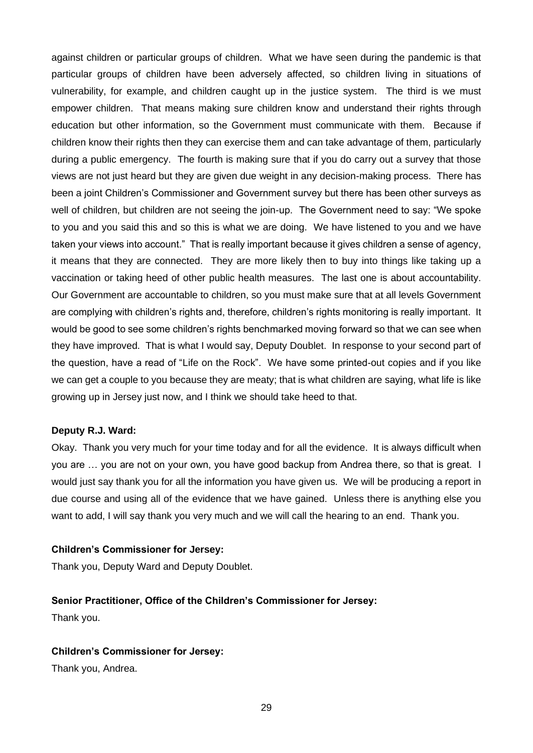against children or particular groups of children. What we have seen during the pandemic is that particular groups of children have been adversely affected, so children living in situations of vulnerability, for example, and children caught up in the justice system. The third is we must empower children. That means making sure children know and understand their rights through education but other information, so the Government must communicate with them. Because if children know their rights then they can exercise them and can take advantage of them, particularly during a public emergency. The fourth is making sure that if you do carry out a survey that those views are not just heard but they are given due weight in any decision-making process. There has been a joint Children's Commissioner and Government survey but there has been other surveys as well of children, but children are not seeing the join-up. The Government need to say: "We spoke to you and you said this and so this is what we are doing. We have listened to you and we have taken your views into account." That is really important because it gives children a sense of agency, it means that they are connected. They are more likely then to buy into things like taking up a vaccination or taking heed of other public health measures. The last one is about accountability. Our Government are accountable to children, so you must make sure that at all levels Government are complying with children's rights and, therefore, children's rights monitoring is really important. It would be good to see some children's rights benchmarked moving forward so that we can see when they have improved. That is what I would say, Deputy Doublet. In response to your second part of the question, have a read of "Life on the Rock". We have some printed-out copies and if you like we can get a couple to you because they are meaty; that is what children are saying, what life is like growing up in Jersey just now, and I think we should take heed to that.

**Deputy R.J. Ward:**

Okay. Thank you very much for your time today and for all the evidence. It is always difficult when you are … you are not on your own, you have good backup from Andrea there, so that is great. I would just say thank you for all the information you have given us. We will be producing a report in due course and using all of the evidence that we have gained. Unless there is anything else you want to add, I will say thank you very much and we will call the hearing to an end. Thank you.

**Children's Commissioner for Jersey:**

Thank you, Deputy Ward and Deputy Doublet.

**Senior Practitioner, Office of the Children's Commissioner for Jersey:**

Thank you.

**Children's Commissioner for Jersey:**

Thank you, Andrea.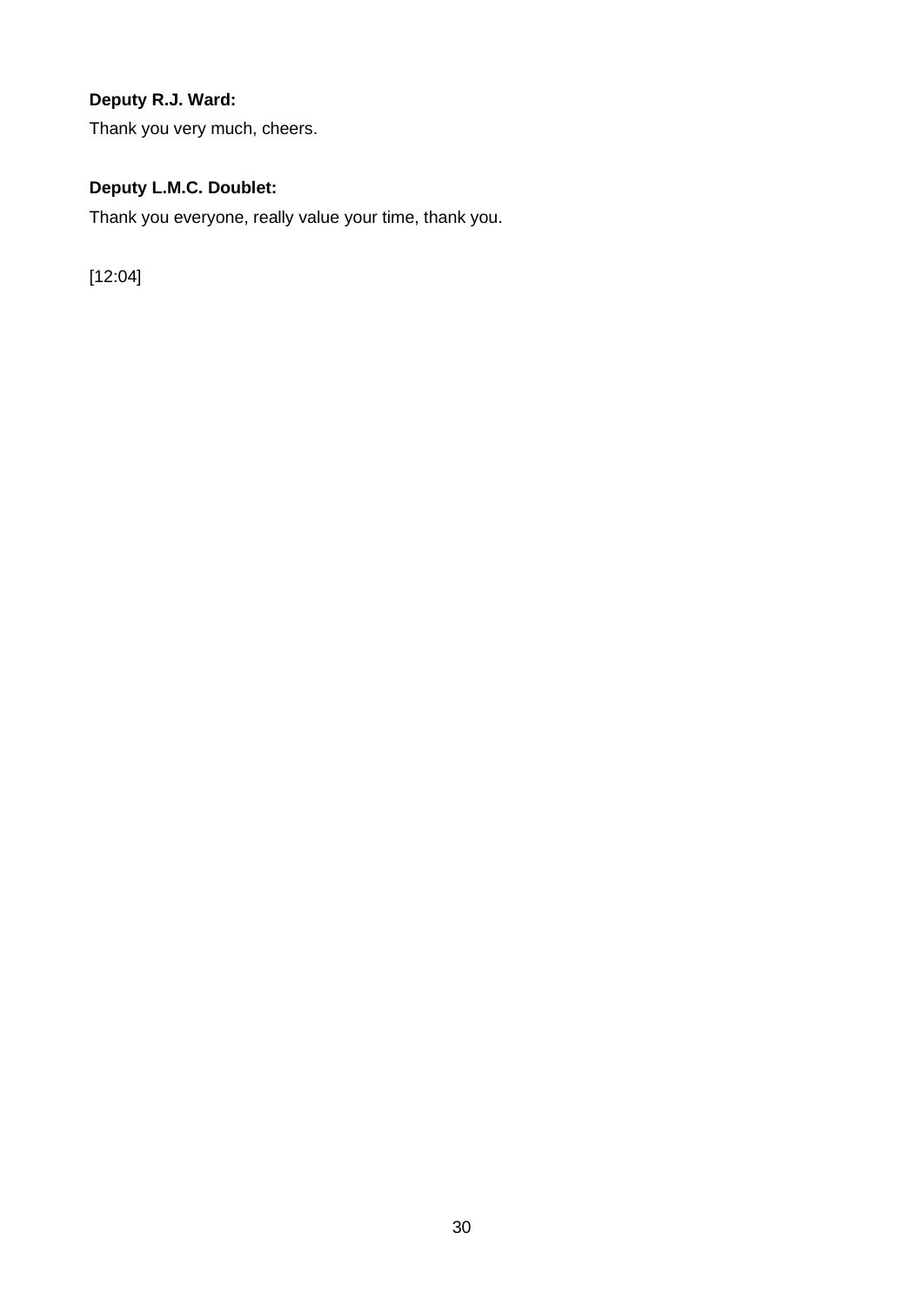**Deputy R.J. Ward:**

Thank you very much, cheers.

**Deputy L.M.C. Doublet:**

Thank you everyone, really value your time, thank you.

[12:04]